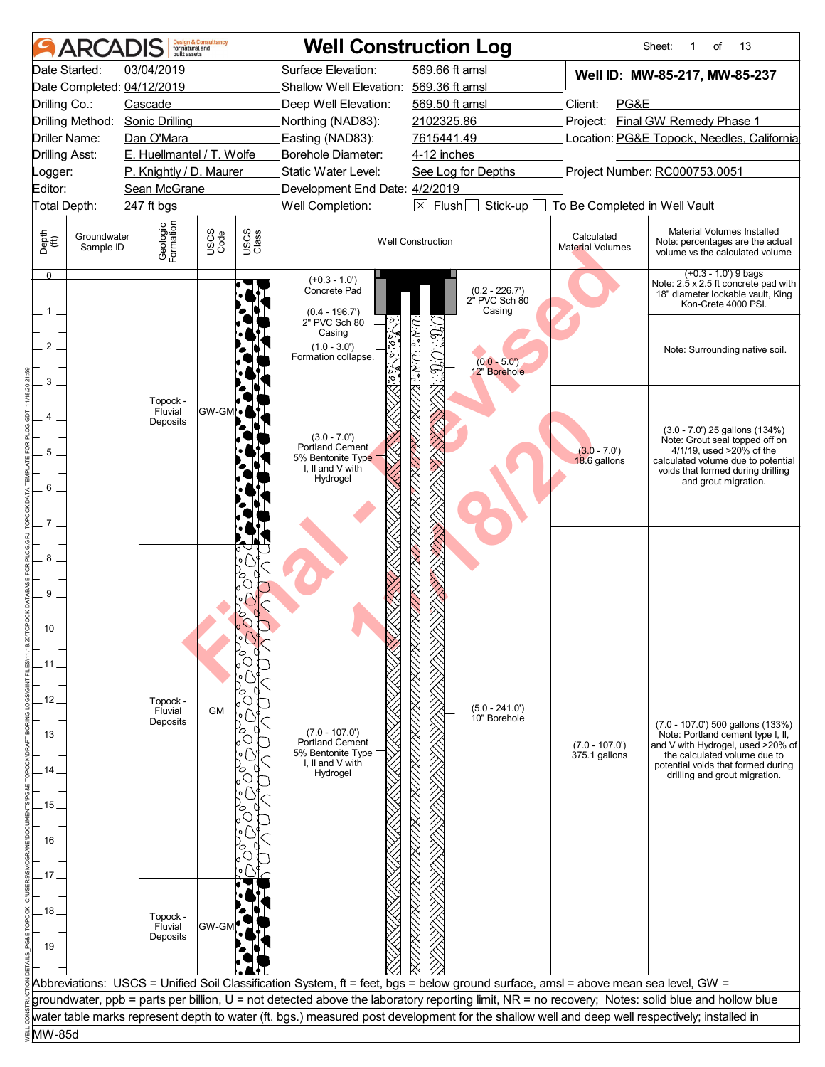# ARCADIS — Well Construction Log

Sheet: 1 of 13

| | | | |
|---|---|---|---|
| Date Started: 03/04/2019 | Surface Elevation: 569.66 ft amsl | **Well ID: MW-85-217, MW-85-237** | |
| Date Completed: 04/12/2019 | Shallow Well Elevation: 569.36 ft amsl | | |
| Drilling Co.: Cascade | Deep Well Elevation: 569.50 ft amsl | Client: PG&E | |
| Drilling Method: Sonic Drilling | Northing (NAD83): 2102325.86 | Project: Final GW Remedy Phase 1 | |
| Driller Name: Dan O'Mara | Easting (NAD83): 7615441.49 | Location: PG&E Topock, Needles, California | |
| Drilling Asst: E. Huellmantel / T. Wolfe | Borehole Diameter: 4-12 inches | | |
| Logger: P. Knightly / D. Maurer | Static Water Level: See Log for Depths | Project Number: RC000753.0051 | |
| Editor: Sean McGrane | Development End Date: 4/2/2019 | | |
| Total Depth: 247 ft bgs | Well Completion: [X] Flush [ ] Stick-up [ ] To Be Completed in Well Vault | | |

| Depth (ft) | Groundwater Sample ID | Geologic Formation | USCS Code | Well Construction | Calculated Material Volumes | Material Volumes Installed (Note: percentages are the actual volume vs the calculated volume) |
|---|---|---|---|---|---|---|
| 0 – 1 | | | | (+0.3 - 1.0') Concrete Pad; (0.2 - 226.7') 2" PVC Sch 80 Casing; (0.4 - 196.7') 2" PVC Sch 80 Casing | | (+0.3 - 1.0') 9 bags. Note: 2.5 x 2.5 ft concrete pad with 18" diameter lockable vault, King Kon-Crete 4000 PSI. |
| 1 – 3 | | Topock - Fluvial Deposits | GW-GM | (1.0 - 3.0') Formation collapse.; (0.0 - 5.0') 12" Borehole | | Note: Surrounding native soil. |
| 3 – 7.5 | | | | (3.0 - 7.0') Portland Cement 5% Bentonite Type I, II and V with Hydrogel | (3.0 - 7.0') 18.6 gallons | (3.0 - 7.0') 25 gallons (134%) Note: Grout seal topped off on 4/1/19, used >20% of the calculated volume due to potential voids that formed during drilling and grout migration. |
| 7.5 – 17 | | Topock - Fluvial Deposits | GM | (5.0 - 241.0') 10" Borehole; (7.0 - 107.0') Portland Cement 5% Bentonite Type I, II and V with Hydrogel | (7.0 - 107.0') 375.1 gallons | (7.0 - 107.0') 500 gallons (133%) Note: Portland cement type I, II, and V with Hydrogel, used >20% of the calculated volume due to potential voids that formed during drilling and grout migration. |
| 17 – 20 | | Topock - Fluvial Deposits | GW-GM | | | |

Abbreviations: USCS = Unified Soil Classification System, ft = feet, bgs = below ground surface, amsl = above mean sea level, GW = groundwater, ppb = parts per billion, U = not detected above the laboratory reporting limit, NR = no recovery; Notes: solid blue and hollow blue water table marks represent depth to water (ft. bgs.) measured post development for the shallow well and deep well respectively; installed in MW-85d

Final - Revised 11/18/20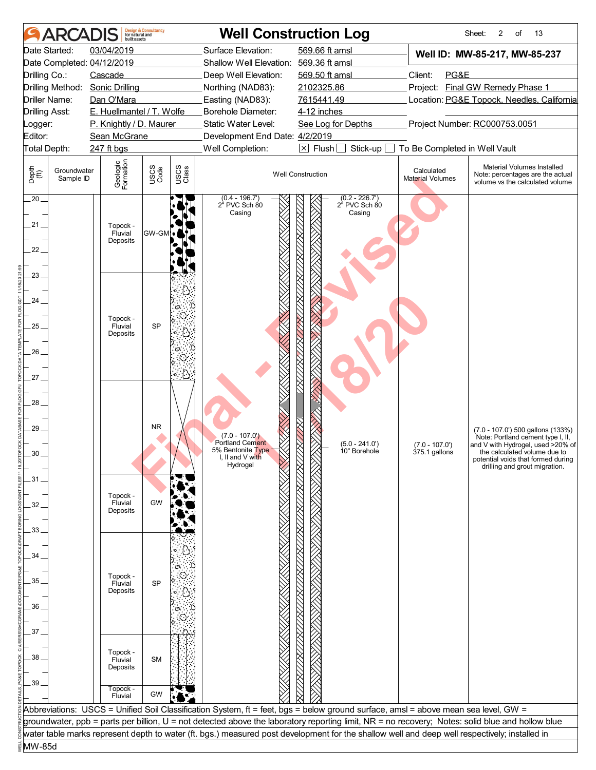# Well Construction Log

Sheet: 2 of 13

| | | | |
|---|---|---|---|
| Date Started: | 03/04/2019 | Surface Elevation: | 569.66 ft amsl |
| Date Completed: | 04/12/2019 | Shallow Well Elevation: | 569.36 ft amsl |
| Drilling Co.: | Cascade | Deep Well Elevation: | 569.50 ft amsl |
| Drilling Method: | Sonic Drilling | Northing (NAD83): | 2102325.86 |
| Driller Name: | Dan O'Mara | Easting (NAD83): | 7615441.49 |
| Drilling Asst: | E. Huellmantel / T. Wolfe | Borehole Diameter: | 4-12 inches |
| Logger: | P. Knightly / D. Maurer | Static Water Level: | See Log for Depths |
| Editor: | Sean McGrane | Development End Date: | 4/2/2019 |
| Total Depth: | 247 ft bgs | Well Completion: | ☒ Flush ☐ Stick-up ☐ To Be Completed in Well Vault |

**Well ID: MW-85-217, MW-85-237**

Client: PG&E
Project: Final GW Remedy Phase 1
Location: PG&E Topock, Needles, California
Project Number: RC000753.0051

| Depth (ft) | Groundwater Sample ID | Geologic Formation | USCS Code | Well Construction | Calculated Material Volumes | Material Volumes Installed (Note: percentages are the actual volume vs the calculated volume) |
|---|---|---|---|---|---|---|
| 20 – 23 | | Topock - Fluvial Deposits | GW-GM | (0.4 - 196.7') 2" PVC Sch 80 Casing; (0.2 - 226.7') 2" PVC Sch 80 Casing | | |
| 23 – 27.2 | | Topock - Fluvial Deposits | SP | | | |
| 27.2 – 30.8 | | | NR | (7.0 - 107.0') Portland Cement 5% Bentonite Type I, II and V with Hydrogel; (5.0 - 241.0') 10" Borehole | (7.0 - 107.0') 375.1 gallons | (7.0 - 107.0') 500 gallons (133%) Note: Portland cement type I, II, and V with Hydrogel, used >20% of the calculated volume due to potential voids that formed during drilling and grout migration. |
| 30.8 – 33.1 | | Topock - Fluvial Deposits | GW | | | |
| 33.1 – 37.1 | | Topock - Fluvial Deposits | SP | | | |
| 37.1 – 39.1 | | Topock - Fluvial Deposits | SM | | | |
| 39.1 – 40 | | Topock - Fluvial | GW | | | |

Abbreviations: USCS = Unified Soil Classification System, ft = feet, bgs = below ground surface, amsl = above mean sea level, GW = groundwater, ppb = parts per billion, U = not detected above the laboratory reporting limit, NR = no recovery; Notes: solid blue and hollow blue water table marks represent depth to water (ft. bgs.) measured post development for the shallow well and deep well respectively; installed in MW-85d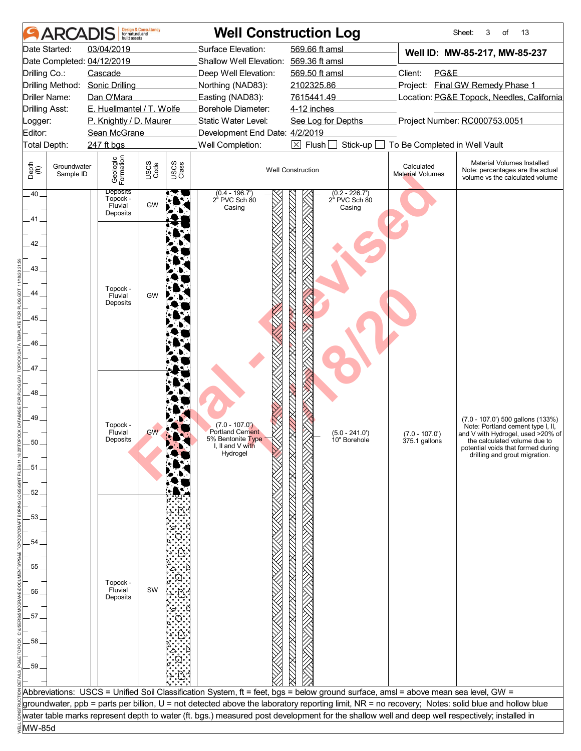# Well Construction Log

ARCADIS Design & Consultancy for natural and built assets

Sheet: 3 of 13

| | | | | | |
|---|---|---|---|---|---|
| Date Started: | 03/04/2019 | Surface Elevation: | 569.66 ft amsl | **Well ID: MW-85-217, MW-85-237** | |
| Date Completed: | 04/12/2019 | Shallow Well Elevation: | 569.36 ft amsl | | |
| Drilling Co.: | Cascade | Deep Well Elevation: | 569.50 ft amsl | Client: | PG&E |
| Drilling Method: | Sonic Drilling | Northing (NAD83): | 2102325.86 | Project: | Final GW Remedy Phase 1 |
| Driller Name: | Dan O'Mara | Easting (NAD83): | 7615441.49 | Location: | PG&E Topock, Needles, California |
| Drilling Asst: | E. Huellmantel / T. Wolfe | Borehole Diameter: | 4-12 inches | | |
| Logger: | P. Knightly / D. Maurer | Static Water Level: | See Log for Depths | Project Number: | RC000753.0051 |
| Editor: | Sean McGrane | Development End Date: | 4/2/2019 | | |
| Total Depth: | 247 ft bgs | Well Completion: | ☒ Flush ☐ Stick-up ☐ To Be Completed in Well Vault | | |

| Depth (ft) | Groundwater Sample ID | Geologic Formation | USCS Code | Well Construction | Calculated Material Volumes | Material Volumes Installed Note: percentages are the actual volume vs the calculated volume |
|---|---|---|---|---|---|---|
| 40 | | Deposits | | (0.4 - 196.7') 2" PVC Sch 80 Casing; (0.2 - 226.7') 2" PVC Sch 80 Casing | | |
| 40–41 | | Topock - Fluvial Deposits | GW | | | |
| 41–47 | | Topock - Fluvial Deposits | GW | | | |
| 47–52 | | Topock - Fluvial Deposits | GW | (7.0 - 107.0') Portland Cement 5% Bentonite Type I, II and V with Hydrogel; (5.0 - 241.0') 10" Borehole | (7.0 - 107.0') 375.1 gallons | (7.0 - 107.0') 500 gallons (133%) Note: Portland cement type I, II, and V with Hydrogel, used >20% of the calculated volume due to potential voids that formed during drilling and grout migration. |
| 52–60 | | Topock - Fluvial Deposits | SW | | | |

Abbreviations: USCS = Unified Soil Classification System, ft = feet, bgs = below ground surface, amsl = above mean sea level, GW = groundwater, ppb = parts per billion, U = not detected above the laboratory reporting limit, NR = no recovery; Notes: solid blue and hollow blue water table marks represent depth to water (ft. bgs.) measured post development for the shallow well and deep well respectively; installed in MW-85d

Final - Revised 11/18/20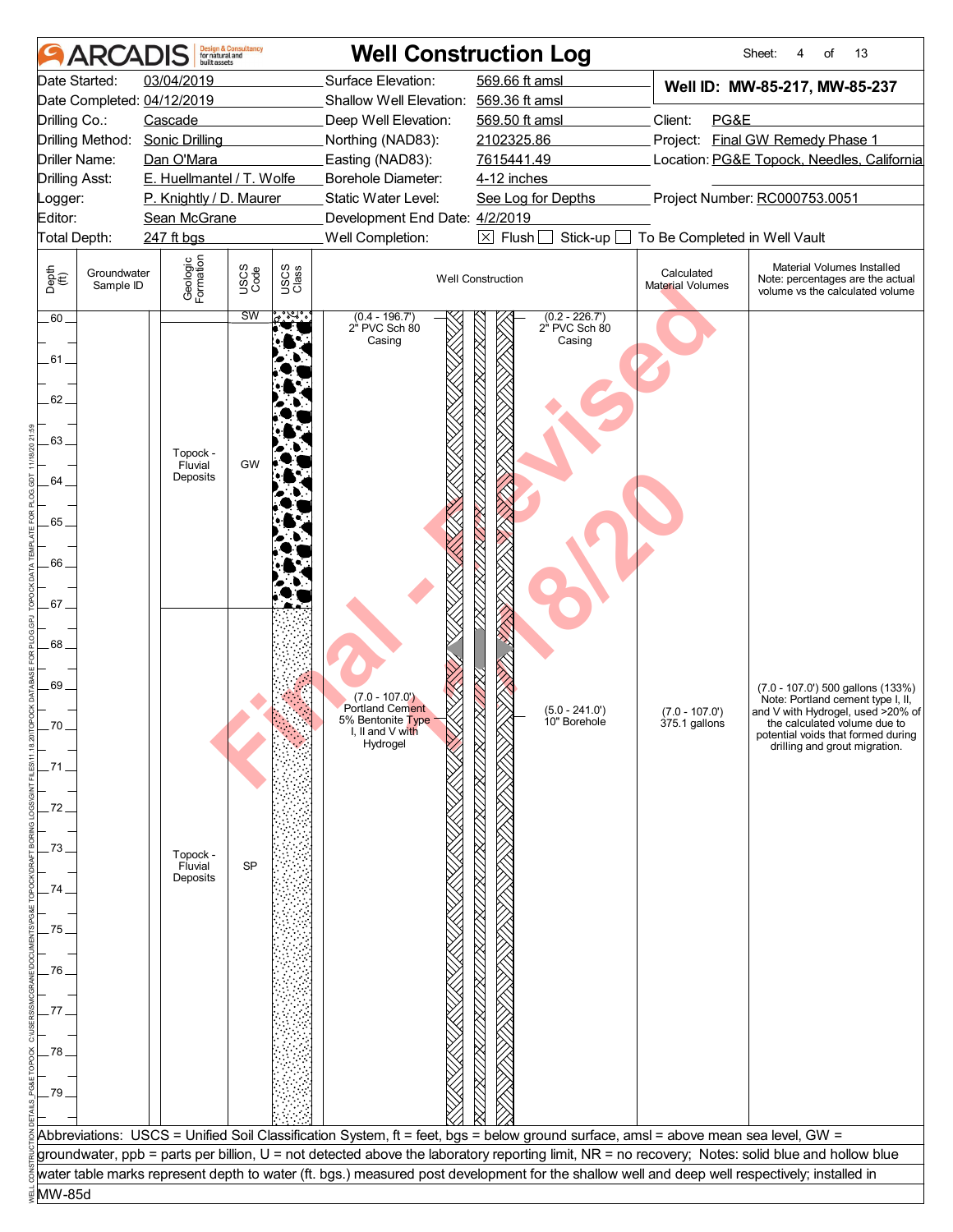# ARCADIS Well Construction Log

| | | | | | |
|---|---|---|---|---|---|
| Date Started: | 03/04/2019 | Surface Elevation: | 569.66 ft amsl | **Well ID: MW-85-217, MW-85-237** | |
| Date Completed: | 04/12/2019 | Shallow Well Elevation: | 569.36 ft amsl | | |
| Drilling Co.: | Cascade | Deep Well Elevation: | 569.50 ft amsl | Client: | PG&E |
| Drilling Method: | Sonic Drilling | Northing (NAD83): | 2102325.86 | Project: | Final GW Remedy Phase 1 |
| Driller Name: | Dan O'Mara | Easting (NAD83): | 7615441.49 | Location: | PG&E Topock, Needles, California |
| Drilling Asst: | E. Huellmantel / T. Wolfe | Borehole Diameter: | 4-12 inches | | |
| Logger: | P. Knightly / D. Maurer | Static Water Level: | See Log for Depths | Project Number: | RC000753.0051 |
| Editor: | Sean McGrane | Development End Date: | 4/2/2019 | | |
| Total Depth: | 247 ft bgs | Well Completion: | ☒ Flush ☐ Stick-up ☐ To Be Completed in Well Vault | | |

| Depth (ft) | Groundwater Sample ID | Geologic Formation | USCS Code | Well Construction | Calculated Material Volumes | Material Volumes Installed Note: percentages are the actual volume vs the calculated volume |
|---|---|---|---|---|---|---|
| 60 | | | SW | (0.4 - 196.7') 2" PVC Sch 80 Casing; (0.2 - 226.7') 2" PVC Sch 80 Casing | | |
| 60–67 | | Topock - Fluvial Deposits | GW | | | |
| 67–79 | | Topock - Fluvial Deposits | SP | (7.0 - 107.0') Portland Cement 5% Bentonite Type I, II and V with Hydrogel; (5.0 - 241.0') 10" Borehole | (7.0 - 107.0') 375.1 gallons | (7.0 - 107.0') 500 gallons (133%) Note: Portland cement type I, II, and V with Hydrogel, used >20% of the calculated volume due to potential voids that formed during drilling and grout migration. |

Abbreviations: USCS = Unified Soil Classification System, ft = feet, bgs = below ground surface, amsl = above mean sea level, GW = groundwater, ppb = parts per billion, U = not detected above the laboratory reporting limit, NR = no recovery; Notes: solid blue and hollow blue water table marks represent depth to water (ft. bgs.) measured post development for the shallow well and deep well respectively; installed in MW-85d

Final - Revised 11/18/20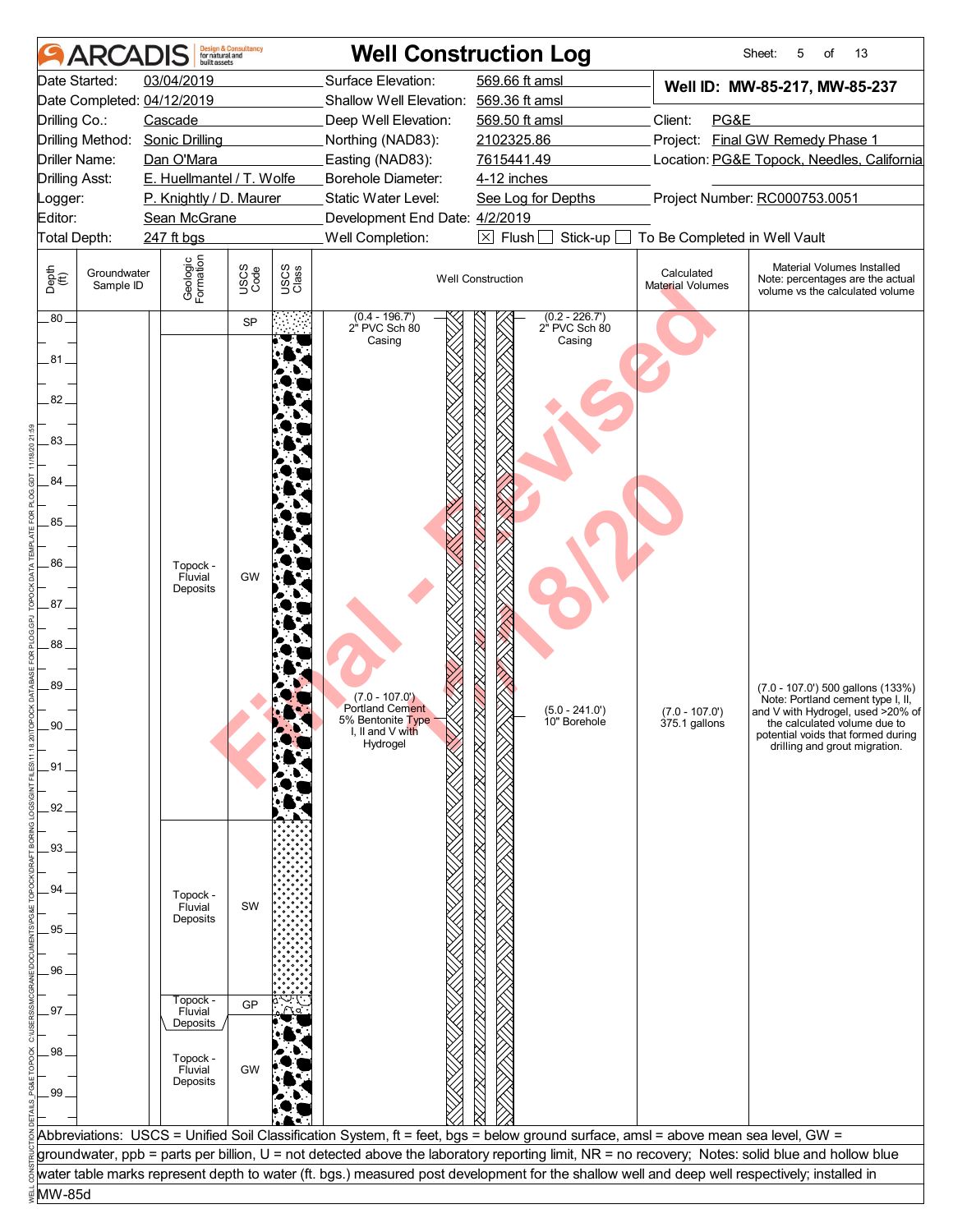# Well Construction Log

Sheet: 5 of 13

| | | | |
|---|---|---|---|
| Date Started: | 03/04/2019 | Surface Elevation: | 569.66 ft amsl |
| Date Completed: | 04/12/2019 | Shallow Well Elevation: | 569.36 ft amsl |
| Drilling Co.: | Cascade | Deep Well Elevation: | 569.50 ft amsl |
| Drilling Method: | Sonic Drilling | Northing (NAD83): | 2102325.86 |
| Driller Name: | Dan O'Mara | Easting (NAD83): | 7615441.49 |
| Drilling Asst: | E. Huellmantel / T. Wolfe | Borehole Diameter: | 4-12 inches |
| Logger: | P. Knightly / D. Maurer | Static Water Level: | See Log for Depths |
| Editor: | Sean McGrane | Development End Date: | 4/2/2019 |
| Total Depth: | 247 ft bgs | Well Completion: | ☒ Flush ☐ Stick-up ☐ To Be Completed in Well Vault |

**Well ID: MW-85-217, MW-85-237**

Client: PG&E
Project: Final GW Remedy Phase 1
Location: PG&E Topock, Needles, California
Project Number: RC000753.0051

| Depth (ft) | Groundwater Sample ID | Geologic Formation | USCS Code | Well Construction | Calculated Material Volumes | Material Volumes Installed Note: percentages are the actual volume vs the calculated volume |
|---|---|---|---|---|---|---|
| 80 | | | SP | (0.4 - 196.7') 2" PVC Sch 80 Casing; (0.2 - 226.7') 2" PVC Sch 80 Casing | | |
| 80.5 - 92 | | Topock - Fluvial Deposits | GW | (7.0 - 107.0') Portland Cement 5% Bentonite Type I, II and V with Hydrogel; (5.0 - 241.0') 10" Borehole | (7.0 - 107.0') 375.1 gallons | (7.0 - 107.0') 500 gallons (133%) Note: Portland cement type I, II, and V with Hydrogel, used >20% of the calculated volume due to potential voids that formed during drilling and grout migration. |
| 92 - 96.6 | | Topock - Fluvial Deposits | SW | | | |
| 96.6 - 97.2 | | Topock - Fluvial Deposits | GP | | | |
| 97.2 - 100 | | Topock - Fluvial Deposits | GW | | | |

Abbreviations: USCS = Unified Soil Classification System, ft = feet, bgs = below ground surface, amsl = above mean sea level, GW = groundwater, ppb = parts per billion, U = not detected above the laboratory reporting limit, NR = no recovery; Notes: solid blue and hollow blue water table marks represent depth to water (ft. bgs.) measured post development for the shallow well and deep well respectively; installed in MW-85d

Final - Revised 11/18/20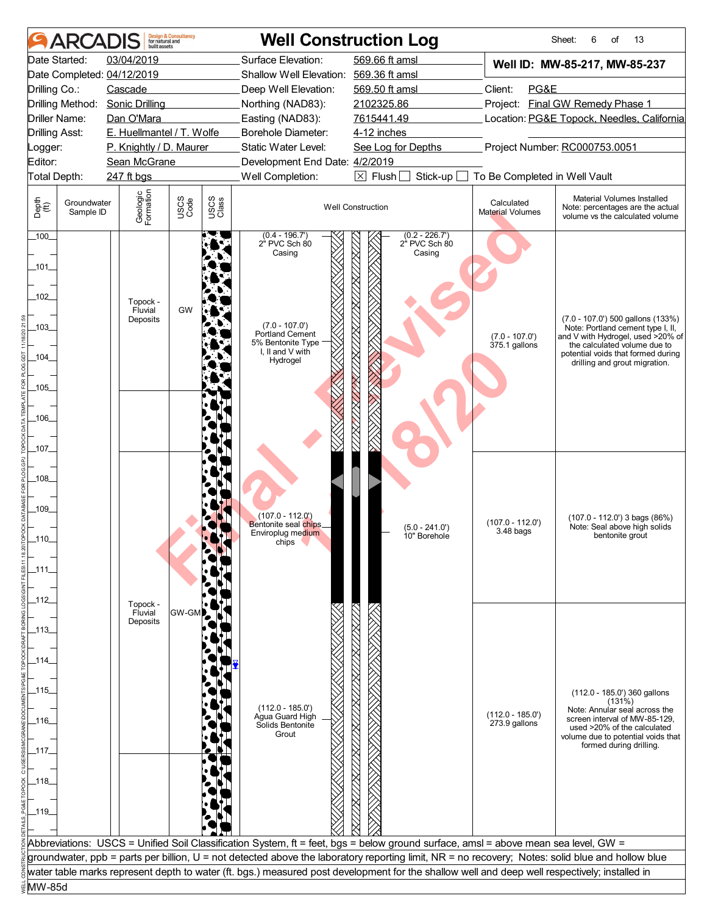# ARCADIS — Well Construction Log

Sheet: 6 of 13

| | | | | | |
|---|---|---|---|---|---|
| Date Started: | 03/04/2019 | Surface Elevation: | 569.66 ft amsl | **Well ID: MW-85-217, MW-85-237** | |
| Date Completed: | 04/12/2019 | Shallow Well Elevation: | 569.36 ft amsl | | |
| Drilling Co.: | Cascade | Deep Well Elevation: | 569.50 ft amsl | Client: | PG&E |
| Drilling Method: | Sonic Drilling | Northing (NAD83): | 2102325.86 | Project: | Final GW Remedy Phase 1 |
| Driller Name: | Dan O'Mara | Easting (NAD83): | 7615441.49 | Location: | PG&E Topock, Needles, California |
| Drilling Asst: | E. Huellmantel / T. Wolfe | Borehole Diameter: | 4-12 inches | | |
| Logger: | P. Knightly / D. Maurer | Static Water Level: | See Log for Depths | Project Number: | RC000753.0051 |
| Editor: | Sean McGrane | Development End Date: | 4/2/2019 | | |
| Total Depth: | 247 ft bgs | Well Completion: | ☒ Flush ☐ Stick-up ☐ To Be Completed in Well Vault | | |

| Depth (ft) | Groundwater Sample ID | Geologic Formation | USCS Code | Well Construction | Calculated Material Volumes | Material Volumes Installed (Note: percentages are the actual volume vs the calculated volume) |
|---|---|---|---|---|---|---|
| 100–107 | | Topock - Fluvial Deposits | GW | (0.4 - 196.7') 2" PVC Sch 80 Casing; (0.2 - 226.7') 2" PVC Sch 80 Casing; (7.0 - 107.0') Portland Cement 5% Bentonite Type I, II and V with Hydrogel | (7.0 - 107.0') 375.1 gallons | (7.0 - 107.0') 500 gallons (133%) Note: Portland cement type I, II, and V with Hydrogel, used >20% of the calculated volume due to potential voids that formed during drilling and grout migration. |
| 107–112 | | Topock - Fluvial Deposits | GW-GM | (107.0 - 112.0') Bentonite seal chips Enviroplug medium chips; (5.0 - 241.0') 10" Borehole | (107.0 - 112.0') 3.48 bags | (107.0 - 112.0') 3 bags (86%) Note: Seal above high solids bentonite grout |
| 112–120 | | | | (112.0 - 185.0') Agua Guard High Solids Bentonite Grout | (112.0 - 185.0') 273.9 gallons | (112.0 - 185.0') 360 gallons (131%) Note: Annular seal across the screen interval of MW-85-129, used >20% of the calculated volume due to potential voids that formed during drilling. |

Water level symbol shown at approximately 114 ft.

Abbreviations: USCS = Unified Soil Classification System, ft = feet, bgs = below ground surface, amsl = above mean sea level, GW = groundwater, ppb = parts per billion, U = not detected above the laboratory reporting limit, NR = no recovery; Notes: solid blue and hollow blue water table marks represent depth to water (ft. bgs.) measured post development for the shallow well and deep well respectively; installed in MW-85d

Final - Revised 11/18/20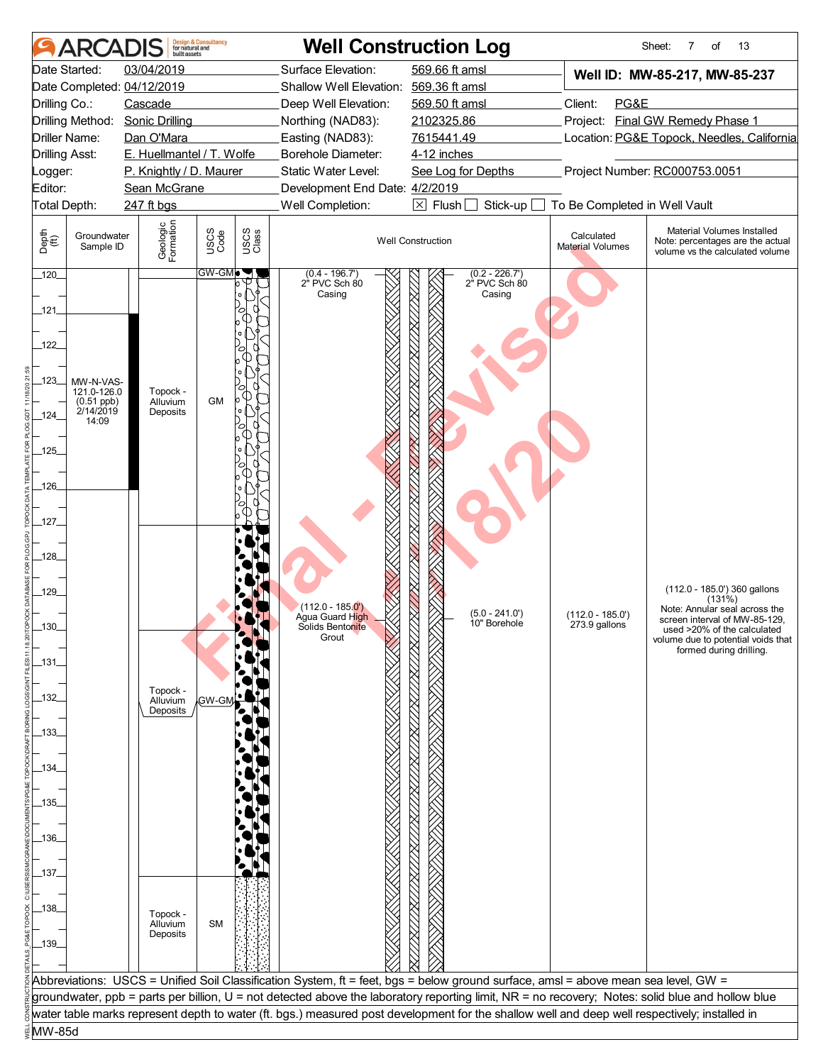# ARCADIS — Well Construction Log

Sheet: 7 of 13

| | | | |
|---|---|---|---|
| Date Started: 03/04/2019 | Surface Elevation: 569.66 ft amsl | **Well ID: MW-85-217, MW-85-237** | |
| Date Completed: 04/12/2019 | Shallow Well Elevation: 569.36 ft amsl | | |
| Drilling Co.: Cascade | Deep Well Elevation: 569.50 ft amsl | Client: PG&E | |
| Drilling Method: Sonic Drilling | Northing (NAD83): 2102325.86 | Project: Final GW Remedy Phase 1 | |
| Driller Name: Dan O'Mara | Easting (NAD83): 7615441.49 | Location: PG&E Topock, Needles, California | |
| Drilling Asst: E. Huellmantel / T. Wolfe | Borehole Diameter: 4-12 inches | | |
| Logger: P. Knightly / D. Maurer | Static Water Level: See Log for Depths | Project Number: RC000753.0051 | |
| Editor: Sean McGrane | Development End Date: 4/2/2019 | | |
| Total Depth: 247 ft bgs | Well Completion: ☒ Flush ☐ Stick-up ☐ To Be Completed in Well Vault | | |

| Depth (ft) | Groundwater Sample ID | Geologic Formation | USCS Code | Well Construction | Calculated Material Volumes | Material Volumes Installed (Note: percentages are the actual volume vs the calculated volume) |
|---|---|---|---|---|---|---|
| 120 | | | GW-GM | (0.4 - 196.7') 2" PVC Sch 80 Casing; (0.2 - 226.7') 2" PVC Sch 80 Casing | | |
| 121–126 | MW-N-VAS-121.0-126.0 (0.51 ppb) 2/14/2019 14:09 | Topock - Alluvium Deposits | GM | | | |
| 127–137 | | Topock - Alluvium Deposits | GW-GM | (112.0 - 185.0') Agua Guard High Solids Bentonite Grout; (5.0 - 241.0') 10" Borehole | (112.0 - 185.0') 273.9 gallons | (112.0 - 185.0') 360 gallons (131%) Note: Annular seal across the screen interval of MW-85-129, used >20% of the calculated volume due to potential voids that formed during drilling. |
| 137–139 | | Topock - Alluvium Deposits | SM | | | |

Abbreviations: USCS = Unified Soil Classification System, ft = feet, bgs = below ground surface, amsl = above mean sea level, GW = groundwater, ppb = parts per billion, U = not detected above the laboratory reporting limit, NR = no recovery; Notes: solid blue and hollow blue water table marks represent depth to water (ft. bgs.) measured post development for the shallow well and deep well respectively; installed in MW-85d

Final - Revised 11/18/20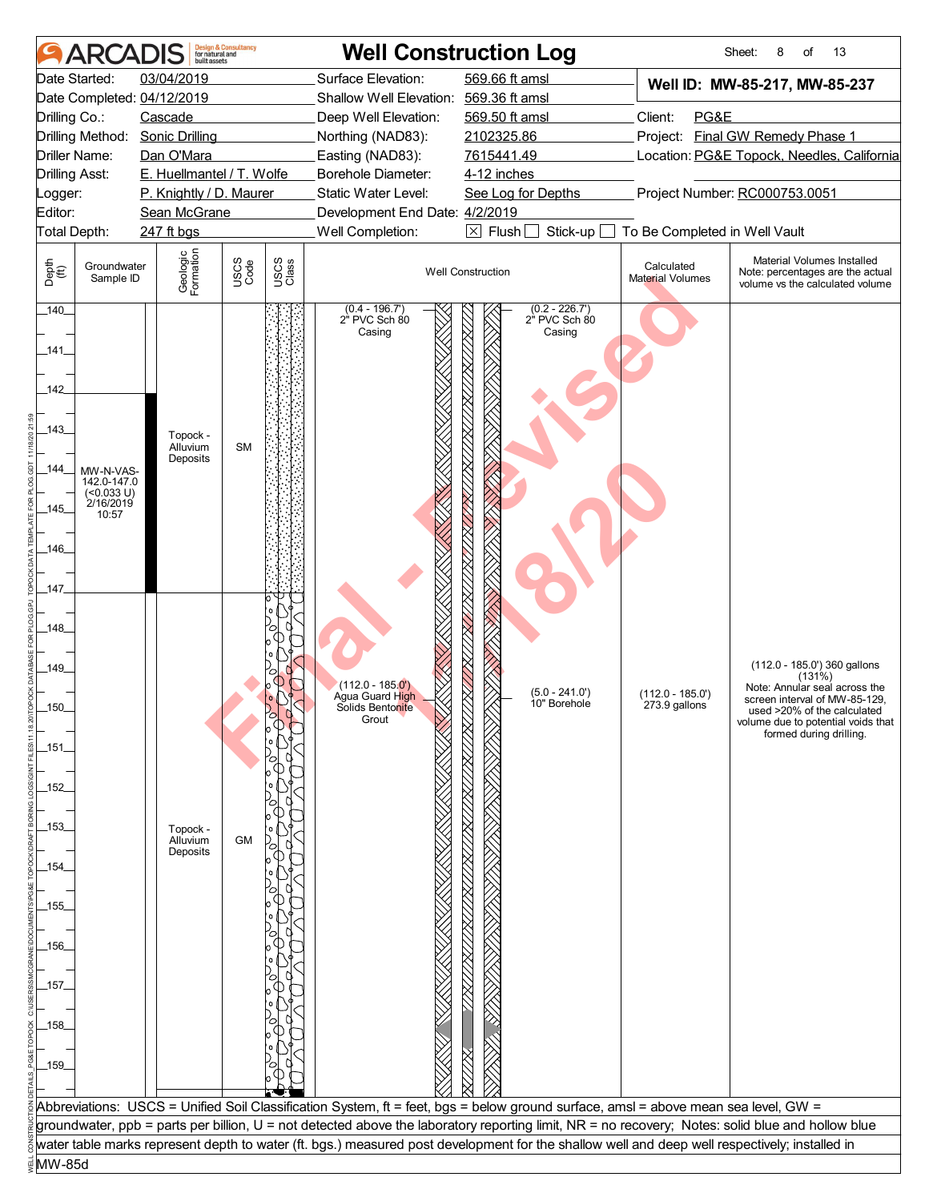# ARCADIS — Well Construction Log

Sheet: 8 of 13

| | | | |
|---|---|---|---|
| Date Started: | 03/04/2019 | Surface Elevation: | 569.66 ft amsl |
| Date Completed: | 04/12/2019 | Shallow Well Elevation: | 569.36 ft amsl |
| Drilling Co.: | Cascade | Deep Well Elevation: | 569.50 ft amsl |
| Drilling Method: | Sonic Drilling | Northing (NAD83): | 2102325.86 |
| Driller Name: | Dan O'Mara | Easting (NAD83): | 7615441.49 |
| Drilling Asst: | E. Huellmantel / T. Wolfe | Borehole Diameter: | 4-12 inches |
| Logger: | P. Knightly / D. Maurer | Static Water Level: | See Log for Depths |
| Editor: | Sean McGrane | Development End Date: | 4/2/2019 |
| Total Depth: | 247 ft bgs | Well Completion: | ☒ Flush ☐ Stick-up ☐ To Be Completed in Well Vault |

**Well ID: MW-85-217, MW-85-237**

Client: PG&E
Project: Final GW Remedy Phase 1
Location: PG&E Topock, Needles, California
Project Number: RC000753.0051

| Depth (ft) | Groundwater Sample ID | Geologic Formation | USCS Code | Well Construction | Calculated Material Volumes | Material Volumes Installed (Note: percentages are the actual volume vs the calculated volume) |
|---|---|---|---|---|---|---|
| 140–142 | | | | (0.4 - 196.7') 2" PVC Sch 80 Casing; (0.2 - 226.7') 2" PVC Sch 80 Casing | | |
| 142–147 | MW-N-VAS-142.0-147.0 (<0.033 U) 2/16/2019 10:57 | Topock - Alluvium Deposits | SM | | | |
| 147–160 | | Topock - Alluvium Deposits | GM | (112.0 - 185.0') Agua Guard High Solids Bentonite Grout; (5.0 - 241.0') 10" Borehole | (112.0 - 185.0') 273.9 gallons | (112.0 - 185.0') 360 gallons (131%) Note: Annular seal across the screen interval of MW-85-129, used >20% of the calculated volume due to potential voids that formed during drilling. |

Final - Revised 11/18/20

Abbreviations: USCS = Unified Soil Classification System, ft = feet, bgs = below ground surface, amsl = above mean sea level, GW = groundwater, ppb = parts per billion, U = not detected above the laboratory reporting limit, NR = no recovery; Notes: solid blue and hollow blue water table marks represent depth to water (ft. bgs.) measured post development for the shallow well and deep well respectively; installed in MW-85d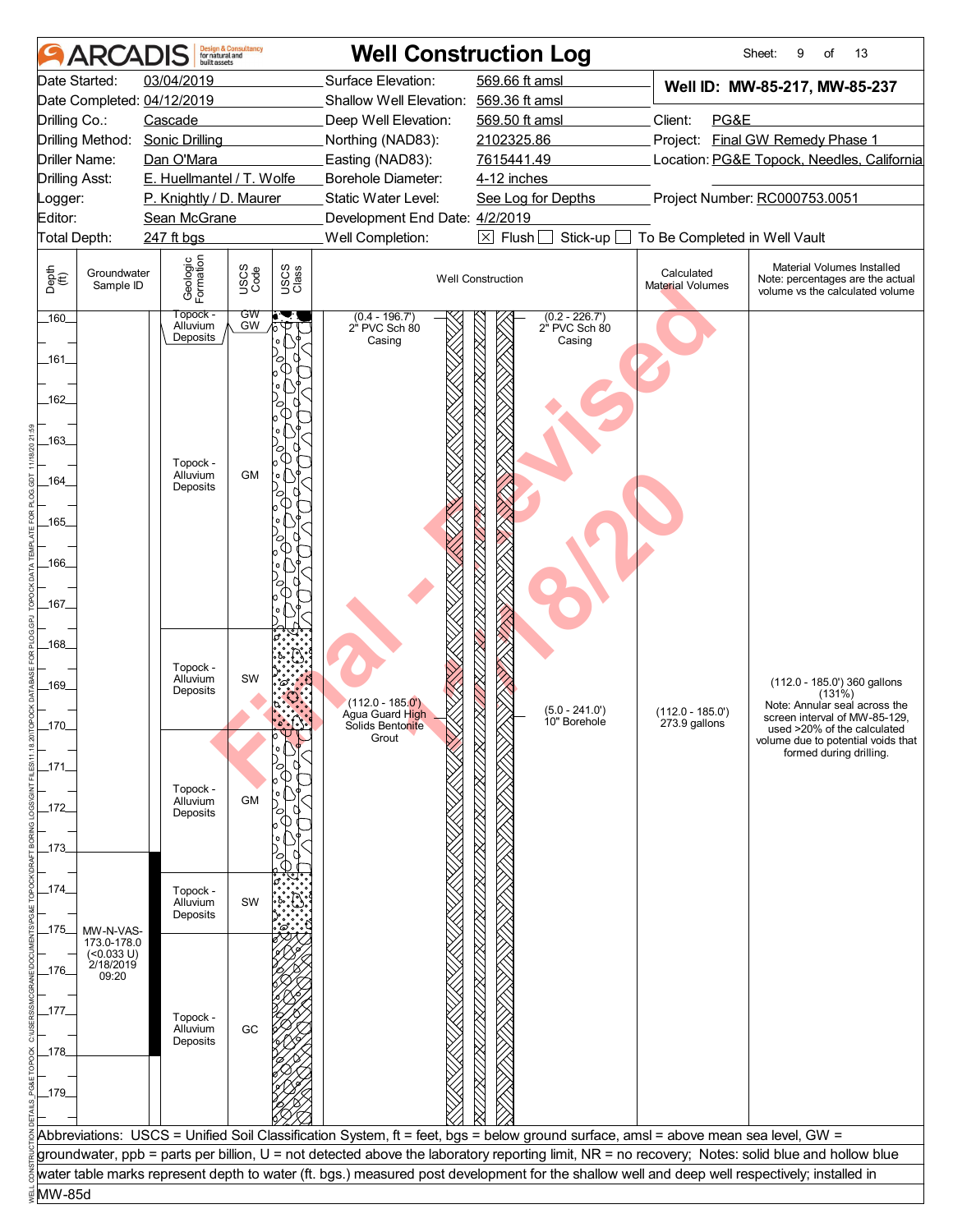# Well Construction Log

ARCADIS Design & Consultancy for natural and built assets

| | | | | | |
|---|---|---|---|---|---|
| Date Started: | 03/04/2019 | Surface Elevation: | 569.66 ft amsl | **Well ID: MW-85-217, MW-85-237** | |
| Date Completed: | 04/12/2019 | Shallow Well Elevation: | 569.36 ft amsl | | |
| Drilling Co.: | Cascade | Deep Well Elevation: | 569.50 ft amsl | Client: | PG&E |
| Drilling Method: | Sonic Drilling | Northing (NAD83): | 2102325.86 | Project: | Final GW Remedy Phase 1 |
| Driller Name: | Dan O'Mara | Easting (NAD83): | 7615441.49 | Location: | PG&E Topock, Needles, California |
| Drilling Asst: | E. Huellmantel / T. Wolfe | Borehole Diameter: | 4-12 inches | | |
| Logger: | P. Knightly / D. Maurer | Static Water Level: | See Log for Depths | Project Number: | RC000753.0051 |
| Editor: | Sean McGrane | Development End Date: | 4/2/2019 | | |
| Total Depth: | 247 ft bgs | Well Completion: | ☒ Flush ☐ Stick-up ☐ To Be Completed in Well Vault | | |

| Depth (ft) | Groundwater Sample ID | Geologic Formation | USCS Code | Well Construction | Calculated Material Volumes | Material Volumes Installed (Note: percentages are the actual volume vs the calculated volume) |
|---|---|---|---|---|---|---|
| 160 | | Topock - Alluvium Deposits | GW | (0.4 - 196.7') 2" PVC Sch 80 Casing; (0.2 - 226.7') 2" PVC Sch 80 Casing | | |
| 160–168 | | Topock - Alluvium Deposits | GM | | | |
| 168–170 | | Topock - Alluvium Deposits | SW | (112.0 - 185.0') Agua Guard High Solids Bentonite Grout; (5.0 - 241.0') 10" Borehole | (112.0 - 185.0') 273.9 gallons | (112.0 - 185.0') 360 gallons (131%) Note: Annular seal across the screen interval of MW-85-129, used >20% of the calculated volume due to potential voids that formed during drilling. |
| 170–173.5 | | Topock - Alluvium Deposits | GM | | | |
| 173.5–175 | | Topock - Alluvium Deposits | SW | | | |
| 175–180 | MW-N-VAS-173.0-178.0 (<0.033 U) 2/18/2019 09:20 | Topock - Alluvium Deposits | GC | | | |

Abbreviations: USCS = Unified Soil Classification System, ft = feet, bgs = below ground surface, amsl = above mean sea level, GW = groundwater, ppb = parts per billion, U = not detected above the laboratory reporting limit, NR = no recovery; Notes: solid blue and hollow blue water table marks represent depth to water (ft. bgs.) measured post development for the shallow well and deep well respectively; installed in MW-85d

Final - Revised 11/18/20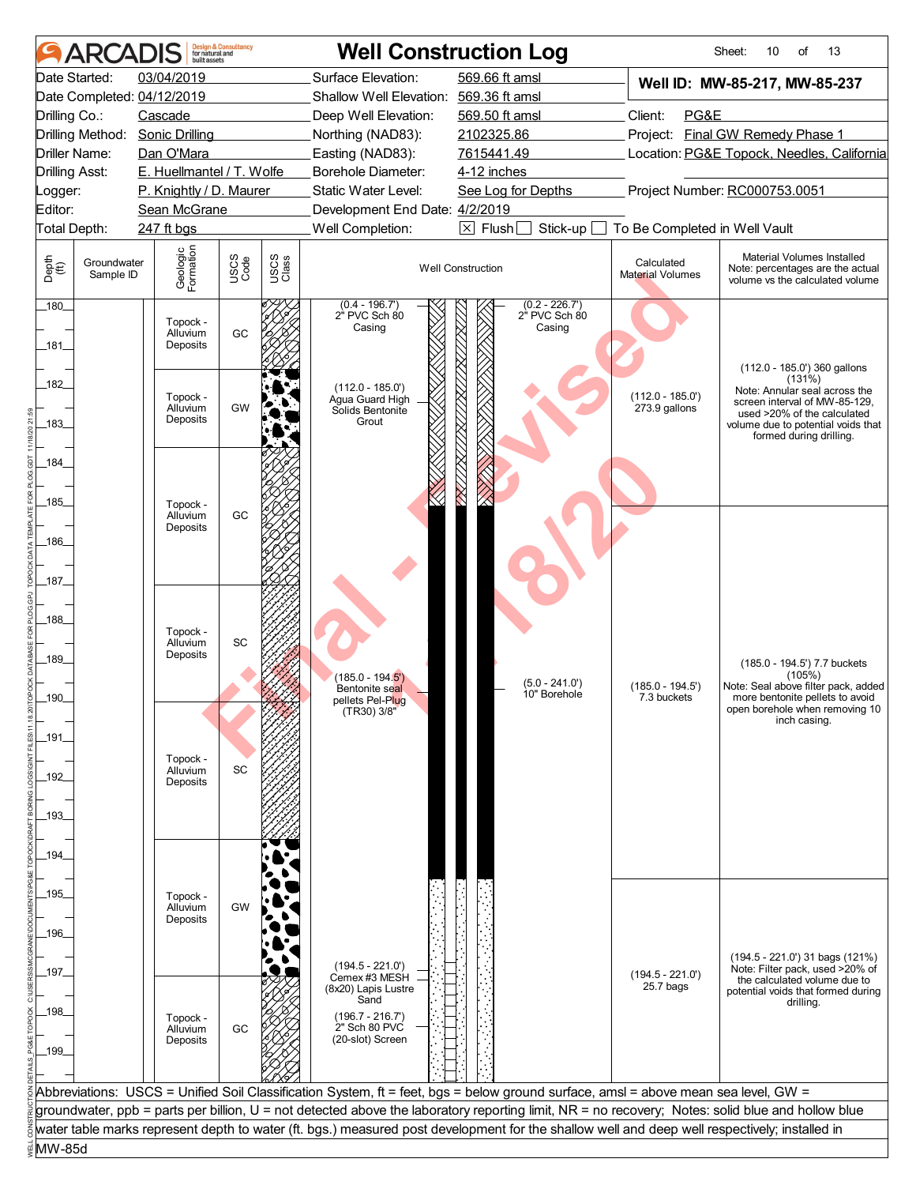# ARCADIS Well Construction Log

| | | | | | |
|---|---|---|---|---|---|
| Date Started: | 03/04/2019 | Surface Elevation: | 569.66 ft amsl | **Well ID: MW-85-217, MW-85-237** | |
| Date Completed: | 04/12/2019 | Shallow Well Elevation: | 569.36 ft amsl | | |
| Drilling Co.: | Cascade | Deep Well Elevation: | 569.50 ft amsl | Client: | PG&E |
| Drilling Method: | Sonic Drilling | Northing (NAD83): | 2102325.86 | Project: | Final GW Remedy Phase 1 |
| Driller Name: | Dan O'Mara | Easting (NAD83): | 7615441.49 | Location: | PG&E Topock, Needles, California |
| Drilling Asst: | E. Huellmantel / T. Wolfe | Borehole Diameter: | 4-12 inches | | |
| Logger: | P. Knightly / D. Maurer | Static Water Level: | See Log for Depths | Project Number: | RC000753.0051 |
| Editor: | Sean McGrane | Development End Date: | 4/2/2019 | | |
| Total Depth: | 247 ft bgs | Well Completion: | ☒ Flush ☐ Stick-up ☐ To Be Completed in Well Vault | | |

| Depth (ft) | Groundwater Sample ID | Geologic Formation | USCS Code | Well Construction | Calculated Material Volumes | Material Volumes Installed (Note: percentages are the actual volume vs the calculated volume) |
|---|---|---|---|---|---|---|
| 180–181.5 | | Topock - Alluvium Deposits | GC | (0.4 - 196.7') 2" PVC Sch 80 Casing; (0.2 - 226.7') 2" PVC Sch 80 Casing | | |
| 181.5–183.5 | | Topock - Alluvium Deposits | GW | (112.0 - 185.0') Agua Guard High Solids Bentonite Grout | (112.0 - 185.0') 273.9 gallons | (112.0 - 185.0') 360 gallons (131%) Note: Annular seal across the screen interval of MW-85-129, used >20% of the calculated volume due to potential voids that formed during drilling. |
| 183.5–187 | | Topock - Alluvium Deposits | GC | | | |
| 187–190 | | Topock - Alluvium Deposits | SC | (185.0 - 194.5') Bentonite seal pellets Pel-Plug (TR30) 3/8"; (5.0 - 241.0') 10" Borehole | (185.0 - 194.5') 7.3 buckets | (185.0 - 194.5') 7.7 buckets (105%) Note: Seal above filter pack, added more bentonite pellets to avoid open borehole when removing 10 inch casing. |
| 190–193.5 | | Topock - Alluvium Deposits | SC | | | |
| 193.5–197 | | Topock - Alluvium Deposits | GW | | | |
| 197–200 | | Topock - Alluvium Deposits | GC | (194.5 - 221.0') Cemex #3 MESH (8x20) Lapis Lustre Sand; (196.7 - 216.7') 2" Sch 80 PVC (20-slot) Screen | (194.5 - 221.0') 25.7 bags | (194.5 - 221.0') 31 bags (121%) Note: Filter pack, used >20% of the calculated volume due to potential voids that formed during drilling. |

Abbreviations: USCS = Unified Soil Classification System, ft = feet, bgs = below ground surface, amsl = above mean sea level, GW = groundwater, ppb = parts per billion, U = not detected above the laboratory reporting limit, NR = no recovery; Notes: solid blue and hollow blue water table marks represent depth to water (ft. bgs.) measured post development for the shallow well and deep well respectively; installed in MW-85d

Final - Revised 11/18/20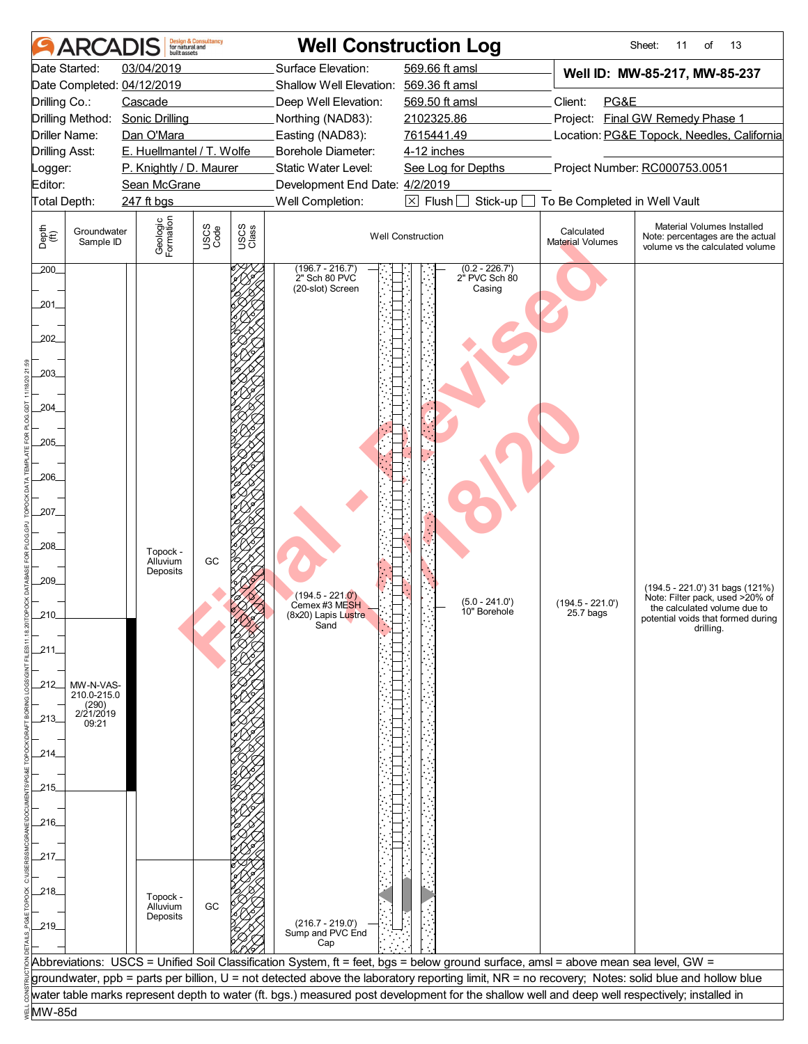# ARCADIS — Well Construction Log

| | | | | | |
|---|---|---|---|---|---|
| Date Started: | 03/04/2019 | Surface Elevation: | 569.66 ft amsl | **Well ID: MW-85-217, MW-85-237** | |
| Date Completed: | 04/12/2019 | Shallow Well Elevation: | 569.36 ft amsl | | |
| Drilling Co.: | Cascade | Deep Well Elevation: | 569.50 ft amsl | Client: | PG&E |
| Drilling Method: | Sonic Drilling | Northing (NAD83): | 2102325.86 | Project: | Final GW Remedy Phase 1 |
| Driller Name: | Dan O'Mara | Easting (NAD83): | 7615441.49 | Location: | PG&E Topock, Needles, California |
| Drilling Asst: | E. Huellmantel / T. Wolfe | Borehole Diameter: | 4-12 inches | | |
| Logger: | P. Knightly / D. Maurer | Static Water Level: | See Log for Depths | Project Number: | RC000753.0051 |
| Editor: | Sean McGrane | Development End Date: | 4/2/2019 | | |
| Total Depth: | 247 ft bgs | Well Completion: | ☒ Flush ☐ Stick-up ☐ To Be Completed in Well Vault | | |

| Depth (ft) | Groundwater Sample ID | Geologic Formation | USCS Code | USCS Class | Well Construction | Calculated Material Volumes | Material Volumes Installed Note: percentages are the actual volume vs the calculated volume |
|---|---|---|---|---|---|---|---|
| 200–217 | MW-N-VAS-210.0-215.0 (290) 2/21/2019 09:21 (sample interval 210–215) | Topock - Alluvium Deposits | GC | | (196.7 - 216.7') 2" Sch 80 PVC (20-slot) Screen; (0.2 - 226.7') 2" PVC Sch 80 Casing; (194.5 - 221.0') Cemex #3 MESH (8x20) Lapis Lustre Sand; (5.0 - 241.0') 10" Borehole | (194.5 - 221.0') 25.7 bags | (194.5 - 221.0') 31 bags (121%) Note: Filter pack, used >20% of the calculated volume due to potential voids that formed during drilling. |
| 217–220 | | Topock - Alluvium Deposits | GC | | (216.7 - 219.0') Sump and PVC End Cap | | |

Abbreviations: USCS = Unified Soil Classification System, ft = feet, bgs = below ground surface, amsl = above mean sea level, GW = groundwater, ppb = parts per billion, U = not detected above the laboratory reporting limit, NR = no recovery; Notes: solid blue and hollow blue water table marks represent depth to water (ft. bgs.) measured post development for the shallow well and deep well respectively; installed in MW-85d

Final - Revised 11/18/20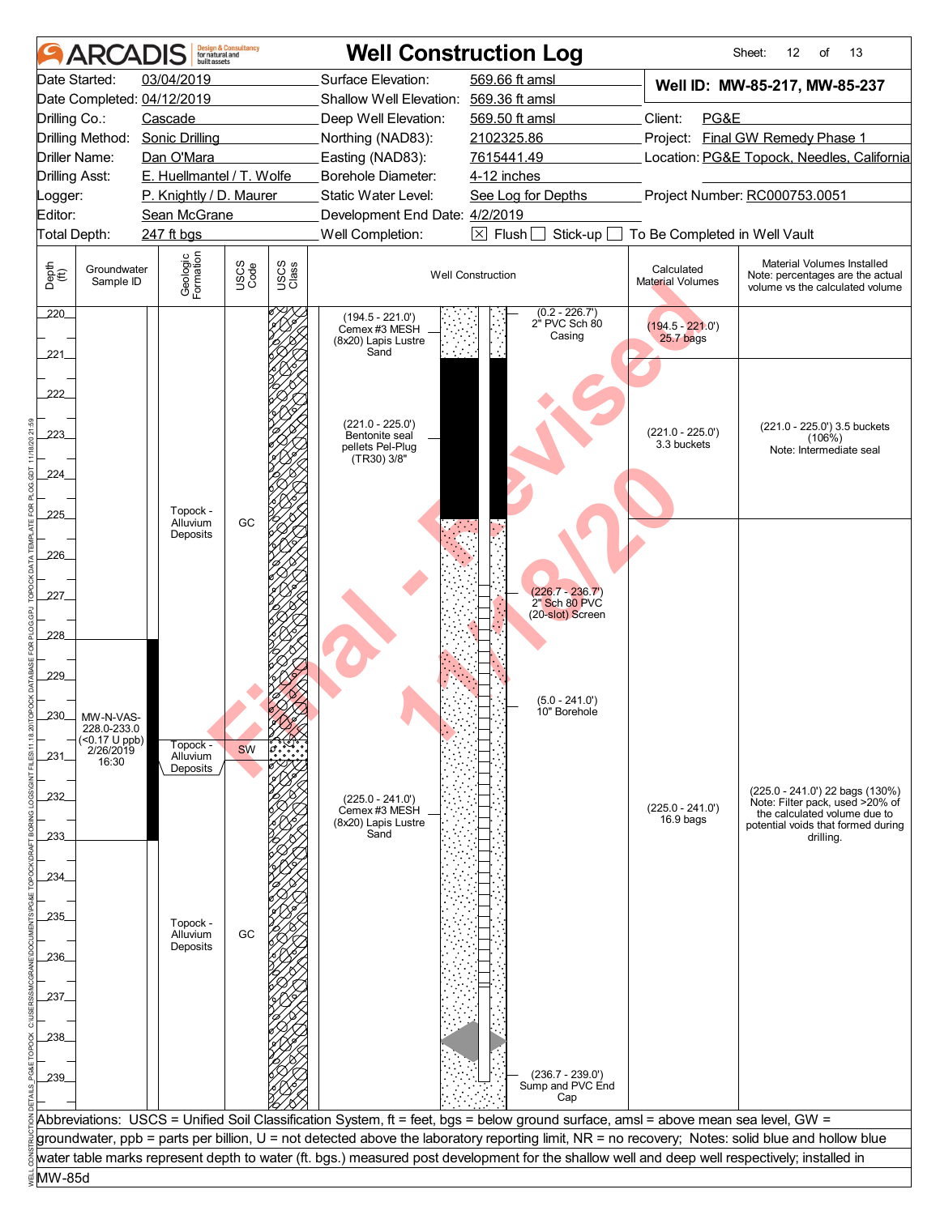# ARCADIS Design & Consultancy for natural and built assets

## Well Construction Log

Sheet: 12 of 13

| | | | |
|---|---|---|---|
| Date Started: 03/04/2019 | Surface Elevation: 569.66 ft amsl | **Well ID: MW-85-217, MW-85-237** | |
| Date Completed: 04/12/2019 | Shallow Well Elevation: 569.36 ft amsl | | |
| Drilling Co.: Cascade | Deep Well Elevation: 569.50 ft amsl | Client: PG&E | |
| Drilling Method: Sonic Drilling | Northing (NAD83): 2102325.86 | Project: Final GW Remedy Phase 1 | |
| Driller Name: Dan O'Mara | Easting (NAD83): 7615441.49 | Location: PG&E Topock, Needles, California | |
| Drilling Asst: E. Huellmantel / T. Wolfe | Borehole Diameter: 4-12 inches | | |
| Logger: P. Knightly / D. Maurer | Static Water Level: See Log for Depths | Project Number: RC000753.0051 | |
| Editor: Sean McGrane | Development End Date: 4/2/2019 | | |
| Total Depth: 247 ft bgs | Well Completion: ☒ Flush ☐ Stick-up ☐ To Be Completed in Well Vault | | |

| Depth (ft) | Groundwater Sample ID | Geologic Formation | USCS Code | Well Construction | Calculated Material Volumes | Material Volumes Installed (Note: percentages are the actual volume vs the calculated volume) |
|---|---|---|---|---|---|---|
| 220–221 | | Topock - Alluvium Deposits | GC | (194.5 - 221.0') Cemex #3 MESH (8x20) Lapis Lustre Sand; (0.2 - 226.7') 2" PVC Sch 80 Casing | (194.5 - 221.0') 25.7 bags | |
| 221–225 | | Topock - Alluvium Deposits | GC | (221.0 - 225.0') Bentonite seal pellets Pel-Plug (TR30) 3/8" | (221.0 - 225.0') 3.3 buckets | (221.0 - 225.0') 3.5 buckets (106%) Note: Intermediate seal |
| 225–230.5 | MW-N-VAS-228.0-233.0 (<0.17 U ppb) 2/26/2019 16:30 | Topock - Alluvium Deposits | GC | (226.7 - 236.7') 2" Sch 80 PVC (20-slot) Screen; (5.0 - 241.0') 10" Borehole | | |
| 230.5–231.5 | | Topock - Alluvium Deposits | SW | | | |
| 231.5–239 | | Topock - Alluvium Deposits | GC | (225.0 - 241.0') Cemex #3 MESH (8x20) Lapis Lustre Sand; (236.7 - 239.0') Sump and PVC End Cap | (225.0 - 241.0') 16.9 bags | (225.0 - 241.0') 22 bags (130%) Note: Filter pack, used >20% of the calculated volume due to potential voids that formed during drilling. |

Abbreviations: USCS = Unified Soil Classification System, ft = feet, bgs = below ground surface, amsl = above mean sea level, GW = groundwater, ppb = parts per billion, U = not detected above the laboratory reporting limit, NR = no recovery; Notes: solid blue and hollow blue water table marks represent depth to water (ft. bgs.) measured post development for the shallow well and deep well respectively; installed in MW-85d

Final - Revised 11/18/20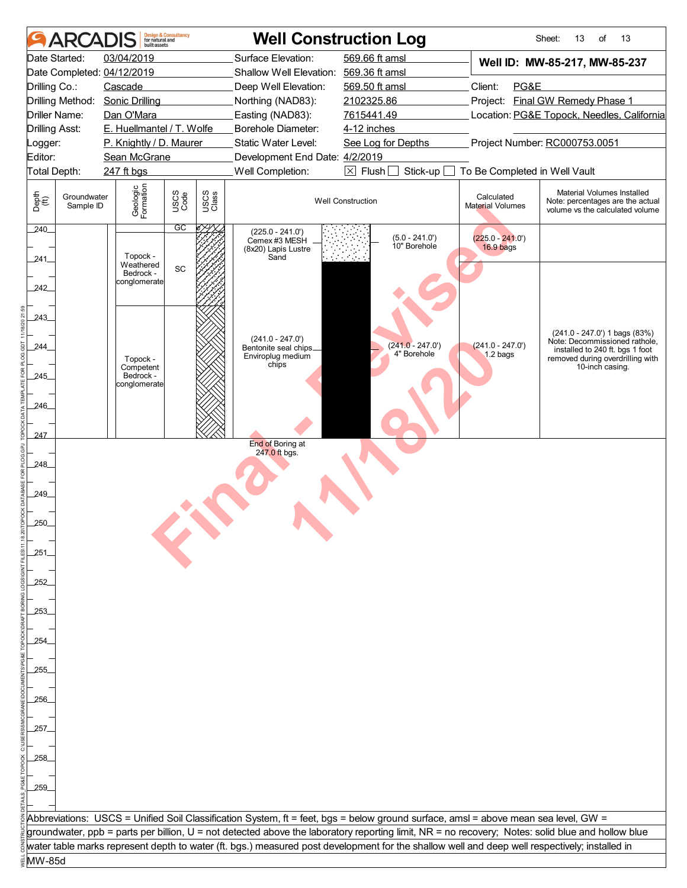# ARCADIS Well Construction Log

| | | | |
|---|---|---|---|
| Date Started: | 03/04/2019 | Surface Elevation: | 569.66 ft amsl |
| Date Completed: | 04/12/2019 | Shallow Well Elevation: | 569.36 ft amsl |
| Drilling Co.: | Cascade | Deep Well Elevation: | 569.50 ft amsl |
| Drilling Method: | Sonic Drilling | Northing (NAD83): | 2102325.86 |
| Driller Name: | Dan O'Mara | Easting (NAD83): | 7615441.49 |
| Drilling Asst: | E. Huellmantel / T. Wolfe | Borehole Diameter: | 4-12 inches |
| Logger: | P. Knightly / D. Maurer | Static Water Level: | See Log for Depths |
| Editor: | Sean McGrane | Development End Date: | 4/2/2019 |
| Total Depth: | 247 ft bgs | Well Completion: | ☒ Flush ☐ Stick-up ☐ To Be Completed in Well Vault |

**Well ID: MW-85-217, MW-85-237**

Client: PG&E

Project: Final GW Remedy Phase 1

Location: PG&E Topock, Needles, California

Project Number: RC000753.0051

| Depth (ft) | Groundwater Sample ID | Geologic Formation | USCS Code | Well Construction | | Calculated Material Volumes | Material Volumes Installed (Note: percentages are the actual volume vs the calculated volume) |
|---|---|---|---|---|---|---|---|
| 240 | | | GC | | | | |
| 240–242 | | Topock - Weathered Bedrock - conglomerate | SC | (225.0 - 241.0') Cemex #3 MESH (8x20) Lapis Lustre Sand | (5.0 - 241.0') 10" Borehole | (225.0 - 241.0') 16.9 bags | |
| 242–247 | | Topock - Competent Bedrock - conglomerate | | (241.0 - 247.0') Bentonite seal chips Enviroplug medium chips | (241.0 - 247.0') 4" Borehole | (241.0 - 247.0') 1.2 bags | (241.0 - 247.0') 1 bags (83%) Note: Decommissioned rathole, installed to 240 ft. bgs 1 foot removed during overdrilling with 10-inch casing. |
| 247 | | | | End of Boring at 247.0 ft bgs. | | | |

Abbreviations: USCS = Unified Soil Classification System, ft = feet, bgs = below ground surface, amsl = above mean sea level, GW = groundwater, ppb = parts per billion, U = not detected above the laboratory reporting limit, NR = no recovery; Notes: solid blue and hollow blue water table marks represent depth to water (ft. bgs.) measured post development for the shallow well and deep well respectively; installed in MW-85d

Final - Revised 11/18/20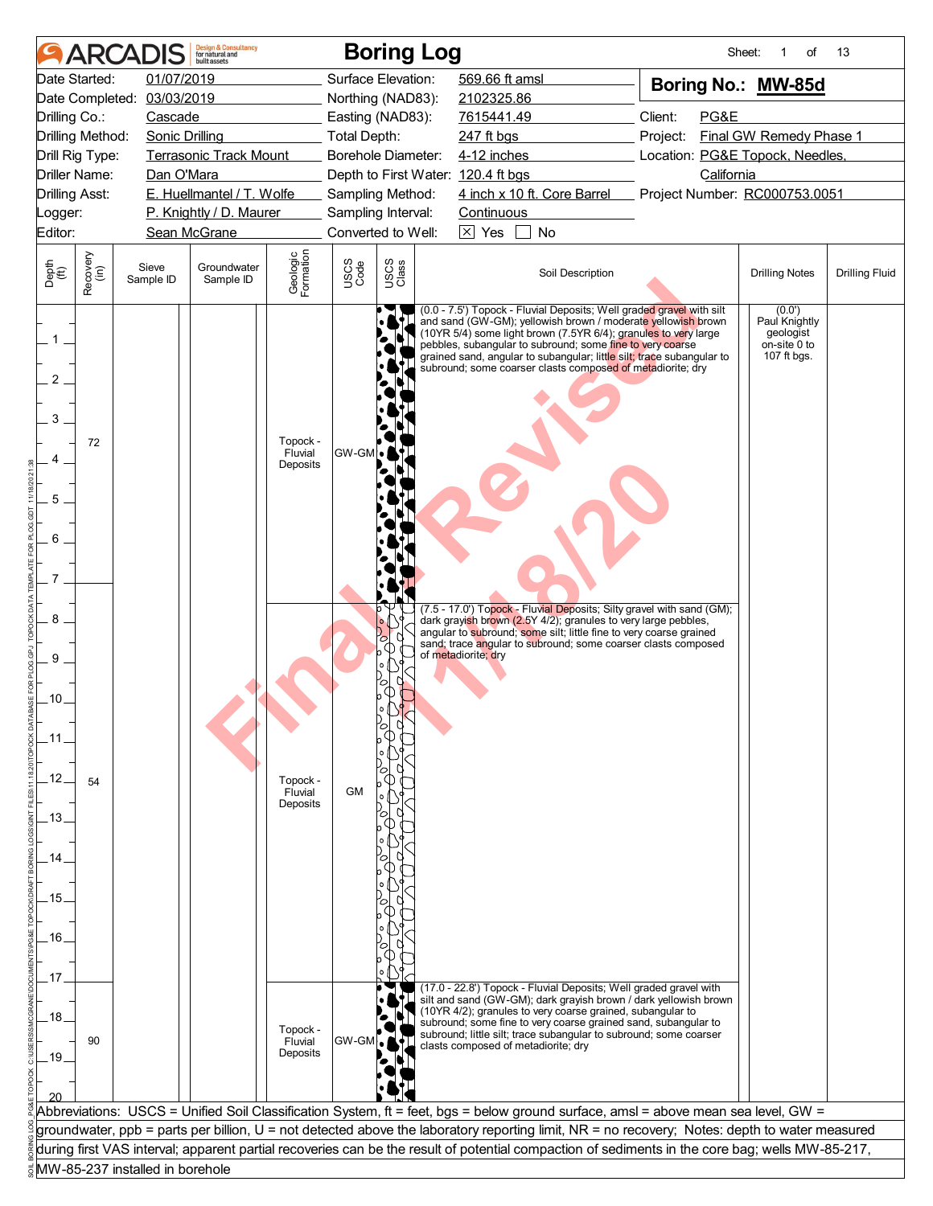# Boring Log

**ARCADIS** Design & Consultancy for natural and built assets

| | | | | | |
|---|---|---|---|---|---|
| Date Started: | 01/07/2019 | Surface Elevation: | 569.66 ft amsl | **Boring No.:** | **MW-85d** |
| Date Completed: | 03/03/2019 | Northing (NAD83): | 2102325.86 | | |
| Drilling Co.: | Cascade | Easting (NAD83): | 7615441.49 | Client: | PG&E |
| Drilling Method: | Sonic Drilling | Total Depth: | 247 ft bgs | Project: | Final GW Remedy Phase 1 |
| Drill Rig Type: | Terrasonic Track Mount | Borehole Diameter: | 4-12 inches | Location: | PG&E Topock, Needles, California |
| Driller Name: | Dan O'Mara | Depth to First Water: | 120.4 ft bgs | | |
| Drilling Asst: | E. Huellmantel / T. Wolfe | Sampling Method: | 4 inch x 10 ft. Core Barrel | Project Number: | RC000753.0051 |
| Logger: | P. Knightly / D. Maurer | Sampling Interval: | Continuous | | |
| Editor: | Sean McGrane | Converted to Well: | [X] Yes [ ] No | | |

| Depth (ft) | Recovery (in) | Sieve Sample ID | Groundwater Sample ID | Geologic Formation | USCS Code | Soil Description | Drilling Notes | Drilling Fluid |
|---|---|---|---|---|---|---|---|---|
| 0 - 7.5 | 72 | | | Topock - Fluvial Deposits | GW-GM | (0.0 - 7.5') Topock - Fluvial Deposits; Well graded gravel with silt and sand (GW-GM); yellowish brown / moderate yellowish brown (10YR 5/4) some light brown (7.5YR 6/4); granules to very large pebbles, subangular to subround; some fine to very coarse grained sand, angular to subangular; little silt; trace subangular to subround; some coarser clasts composed of metadiorite; dry | (0.0') Paul Knightly geologist on-site 0 to 107 ft bgs. | |
| 7.5 - 17.0 | 54 | | | Topock - Fluvial Deposits | GM | (7.5 - 17.0') Topock - Fluvial Deposits; Silty gravel with sand (GM); dark grayish brown (2.5Y 4/2); granules to very large pebbles, angular to subround; some silt; little fine to very coarse grained sand; trace angular to subround; some coarser clasts composed of metadiorite; dry | | |
| 17.0 - 20 | 90 | | | Topock - Fluvial Deposits | GW-GM | (17.0 - 22.8') Topock - Fluvial Deposits; Well graded gravel with silt and sand (GW-GM); dark grayish brown / dark yellowish brown (10YR 4/2); granules to very coarse grained, subangular to subround; some fine to very coarse grained sand, subangular to subround; little silt; trace subangular to subround; some coarser clasts composed of metadiorite; dry | | |

Abbreviations: USCS = Unified Soil Classification System, ft = feet, bgs = below ground surface, amsl = above mean sea level, GW = groundwater, ppb = parts per billion, U = not detected above the laboratory reporting limit, NR = no recovery; Notes: depth to water measured during first VAS interval; apparent partial recoveries can be the result of potential compaction of sediments in the core bag; wells MW-85-217, MW-85-237 installed in borehole

Final Revised 11/18/20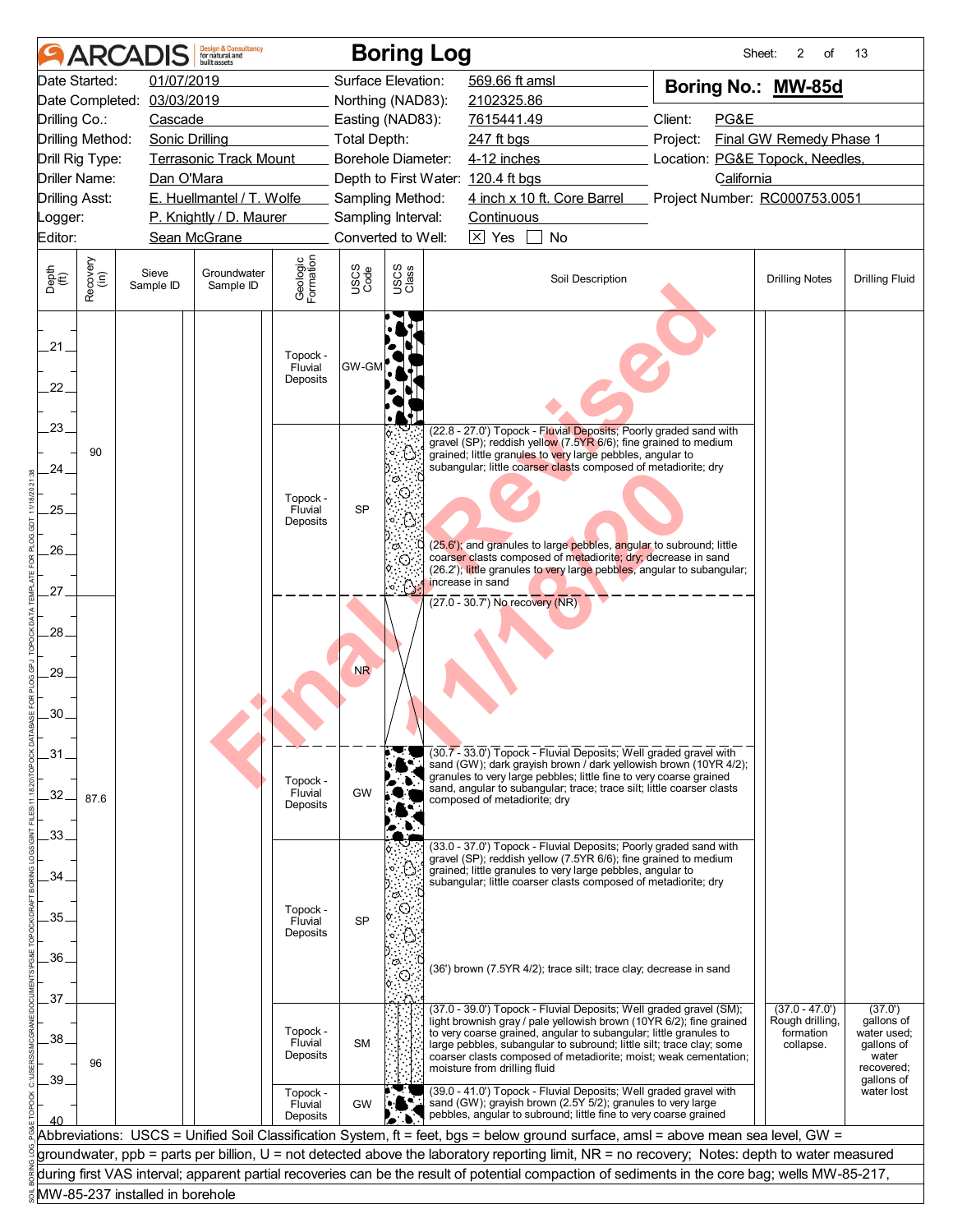# ARCADIS Boring Log

| | | | | |
|---|---|---|---|---|
| Date Started: | 01/07/2019 | Surface Elevation: | 569.66 ft amsl | **Boring No.: MW-85d** |
| Date Completed: | 03/03/2019 | Northing (NAD83): | 2102325.86 | |
| Drilling Co.: | Cascade | Easting (NAD83): | 7615441.49 | Client: PG&E |
| Drilling Method: | Sonic Drilling | Total Depth: | 247 ft bgs | Project: Final GW Remedy Phase 1 |
| Drill Rig Type: | Terrasonic Track Mount | Borehole Diameter: | 4-12 inches | Location: PG&E Topock, Needles, California |
| Driller Name: | Dan O'Mara | Depth to First Water: | 120.4 ft bgs | |
| Drilling Asst: | E. Huellmantel / T. Wolfe | Sampling Method: | 4 inch x 10 ft. Core Barrel | Project Number: RC000753.0051 |
| Logger: | P. Knightly / D. Maurer | Sampling Interval: | Continuous | |
| Editor: | Sean McGrane | Converted to Well: | ☒ Yes ☐ No | |

| Depth (ft) | Recovery (in) | Sieve Sample ID | Groundwater Sample ID | Geologic Formation | USCS Code | USCS Class | Soil Description | Drilling Notes | Drilling Fluid |
|---|---|---|---|---|---|---|---|---|---|
| 21–22.8 | | | | Topock - Fluvial Deposits | GW-GM | | | | |
| 22.8–27.0 | 90 | | | Topock - Fluvial Deposits | SP | | (22.8 - 27.0') Topock - Fluvial Deposits; Poorly graded sand with gravel (SP); reddish yellow (7.5YR 6/6); fine grained to medium grained; little granules to very large pebbles, angular to subangular; little coarser clasts composed of metadiorite; dry<br>(25.6'); and granules to large pebbles, angular to subround; little coarser clasts composed of metadiorite; dry; decrease in sand<br>(26.2'); little granules to very large pebbles, angular to subangular; increase in sand | | |
| 27.0–30.7 | | | | | NR | | (27.0 - 30.7') No recovery (NR) | | |
| 30.7–33.0 | 87.6 | | | Topock - Fluvial Deposits | GW | | (30.7 - 33.0') Topock - Fluvial Deposits; Well graded gravel with sand (GW); dark grayish brown / dark yellowish brown (10YR 4/2); granules to very large pebbles; little fine to very coarse grained sand, angular to subangular; trace; trace silt; little coarser clasts composed of metadiorite; dry | | |
| 33.0–37.0 | | | | Topock - Fluvial Deposits | SP | | (33.0 - 37.0') Topock - Fluvial Deposits; Poorly graded sand with gravel (SP); reddish yellow (7.5YR 6/6); fine grained to medium grained; little granules to very large pebbles, angular to subangular; little coarser clasts composed of metadiorite; dry<br>(36') brown (7.5YR 4/2); trace silt; trace clay; decrease in sand | | |
| 37.0–39.0 | 96 | | | Topock - Fluvial Deposits | SM | | (37.0 - 39.0') Topock - Fluvial Deposits; Well graded gravel (SM); light brownish gray / pale yellowish brown (10YR 6/2); fine grained to very coarse grained, angular to subangular; little granules to large pebbles, subangular to subround; little silt; trace clay; some coarser clasts composed of metadiorite; moist; weak cementation; moisture from drilling fluid | (37.0 - 47.0') Rough drilling, formation collapse. | (37.0') gallons of water used; gallons of water recovered; gallons of water lost |
| 39.0–41.0 | | | | Topock - Fluvial Deposits | GW | | (39.0 - 41.0') Topock - Fluvial Deposits; Well graded gravel with sand (GW); grayish brown (2.5Y 5/2); granules to very large pebbles, angular to subround; little fine to very coarse grained | | |

Abbreviations: USCS = Unified Soil Classification System, ft = feet, bgs = below ground surface, amsl = above mean sea level, GW = groundwater, ppb = parts per billion, U = not detected above the laboratory reporting limit, NR = no recovery; Notes: depth to water measured during first VAS interval; apparent partial recoveries can be the result of potential compaction of sediments in the core bag; wells MW-85-217, MW-85-237 installed in borehole

Final Revised 11/18/20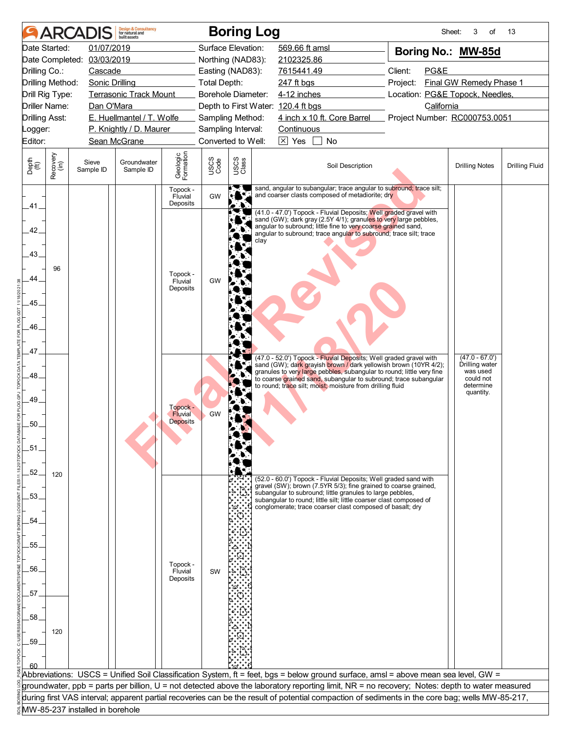# Boring Log

**ARCADIS** Design & Consultancy for natural and built assets

Sheet: 3 of 13

| | | | |
|---|---|---|---|
| Date Started: 01/07/2019 | Surface Elevation: 569.66 ft amsl | **Boring No.: MW-85d** | |
| Date Completed: 03/03/2019 | Northing (NAD83): 2102325.86 | | |
| Drilling Co.: Cascade | Easting (NAD83): 7615441.49 | Client: PG&E | |
| Drilling Method: Sonic Drilling | Total Depth: 247 ft bgs | Project: Final GW Remedy Phase 1 | |
| Drill Rig Type: Terrasonic Track Mount | Borehole Diameter: 4-12 inches | Location: PG&E Topock, Needles, California | |
| Driller Name: Dan O'Mara | Depth to First Water: 120.4 ft bgs | | |
| Drilling Asst: E. Huellmantel / T. Wolfe | Sampling Method: 4 inch x 10 ft. Core Barrel | Project Number: RC000753.0051 | |
| Logger: P. Knightly / D. Maurer | Sampling Interval: Continuous | | |
| Editor: Sean McGrane | Converted to Well: [X] Yes [ ] No | | |

| Depth (ft) | Recovery (in) | Sieve Sample ID | Groundwater Sample ID | Geologic Formation | USCS Code | USCS Class | Soil Description | Drilling Notes | Drilling Fluid |
|---|---|---|---|---|---|---|---|---|---|
| 40 - 41 | | | | Topock - Fluvial Deposits | GW | | sand, angular to subangular; trace angular to subround; trace silt; and coarser clasts composed of metadiorite; dry | | |
| 41 - 47 | 96 | | | Topock - Fluvial Deposits | GW | | (41.0 - 47.0') Topock - Fluvial Deposits; Well graded gravel with sand (GW); dark gray (2.5Y 4/1); granules to very large pebbles, angular to subround; little fine to very coarse grained sand, angular to subround; trace angular to subround; trace silt; trace clay | | |
| 47 - 52 | 120 | | | Topock - Fluvial Deposits | GW | | (47.0 - 52.0') Topock - Fluvial Deposits; Well graded gravel with sand (GW); dark grayish brown / dark yellowish brown (10YR 4/2); granules to very large pebbles, subangular to round; little very fine to coarse grained sand, subangular to subround; trace subangular to round; trace silt; moist; moisture from drilling fluid | (47.0 - 67.0') Drilling water was used could not determine quantity. | |
| 52 - 60 | 120 | | | Topock - Fluvial Deposits | SW | | (52.0 - 60.0') Topock - Fluvial Deposits; Well graded sand with gravel (SW); brown (7.5YR 5/3); fine grained to coarse grained, subangular to subround; little granules to large pebbles, subangular to round; little silt; little coarser clast composed of conglomerate; trace coarser clast composed of basalt; dry | | |

Abbreviations: USCS = Unified Soil Classification System, ft = feet, bgs = below ground surface, amsl = above mean sea level, GW = groundwater, ppb = parts per billion, U = not detected above the laboratory reporting limit, NR = no recovery; Notes: depth to water measured during first VAS interval; apparent partial recoveries can be the result of potential compaction of sediments in the core bag; wells MW-85-217, MW-85-237 installed in borehole

Final Revised 11/18/20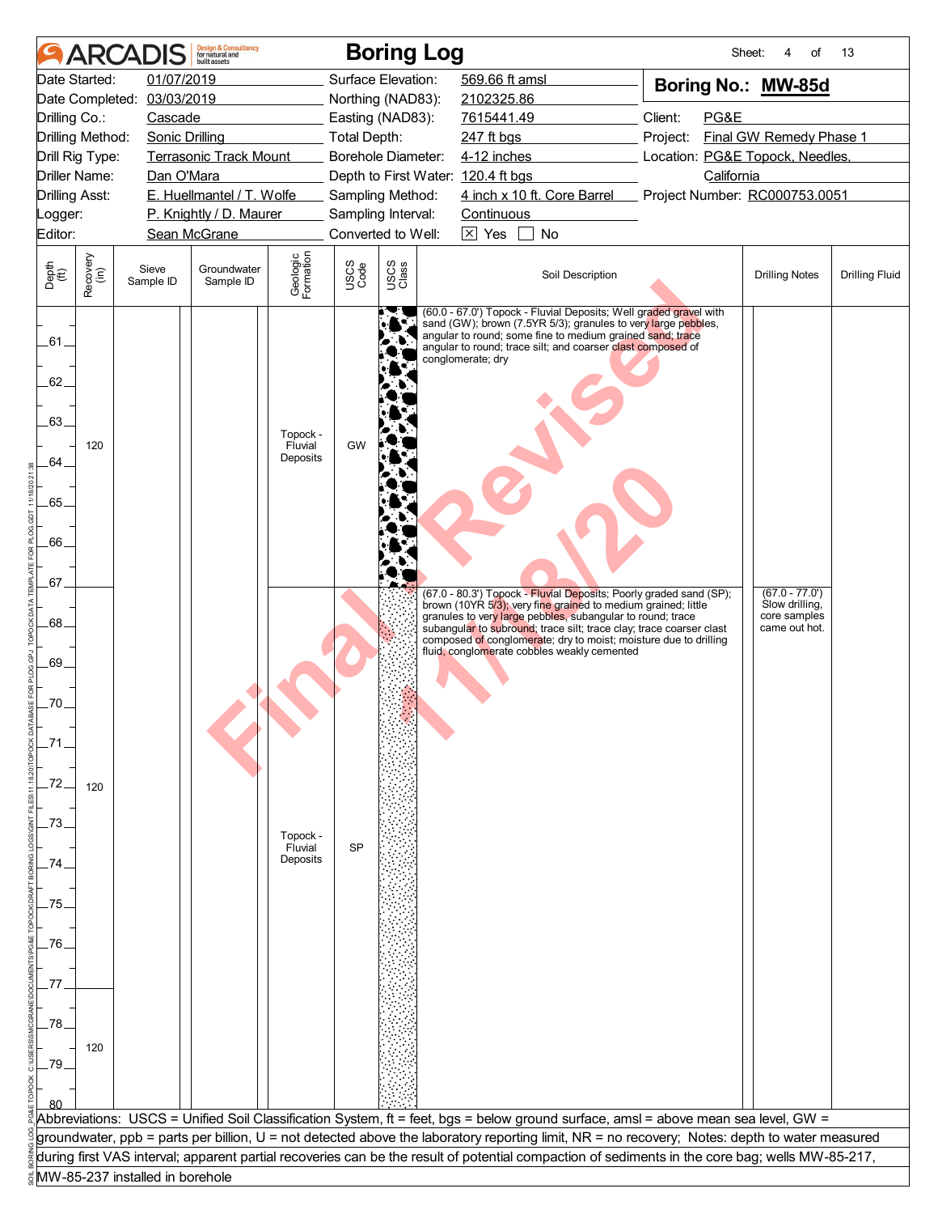# ARCADIS Boring Log

**Boring No.: MW-85d**

| | | | |
|---|---|---|---|
| Date Started: | 01/07/2019 | Surface Elevation: | 569.66 ft amsl |
| Date Completed: | 03/03/2019 | Northing (NAD83): | 2102325.86 |
| Drilling Co.: | Cascade | Easting (NAD83): | 7615441.49 |
| Drilling Method: | Sonic Drilling | Total Depth: | 247 ft bgs |
| Drill Rig Type: | Terrasonic Track Mount | Borehole Diameter: | 4-12 inches |
| Driller Name: | Dan O'Mara | Depth to First Water: | 120.4 ft bgs |
| Drilling Asst: | E. Huellmantel / T. Wolfe | Sampling Method: | 4 inch x 10 ft. Core Barrel |
| Logger: | P. Knightly / D. Maurer | Sampling Interval: | Continuous |
| Editor: | Sean McGrane | Converted to Well: | [X] Yes [ ] No |

Client: PG&E
Project: Final GW Remedy Phase 1
Location: PG&E Topock, Needles, California
Project Number: RC000753.0051

| Depth (ft) | Recovery (in) | Sieve Sample ID | Groundwater Sample ID | Geologic Formation | USCS Code | Soil Description | Drilling Notes | Drilling Fluid |
|---|---|---|---|---|---|---|---|---|
| 60.0 - 67.0 | 120 | | | Topock - Fluvial Deposits | GW | (60.0 - 67.0') Topock - Fluvial Deposits; Well graded gravel with sand (GW); brown (7.5YR 5/3); granules to very large pebbles, angular to round; some fine to medium grained sand; trace angular to round; trace silt; and coarser clast composed of conglomerate; dry | | |
| 67.0 - 77.0 | 120 | | | Topock - Fluvial Deposits | SP | (67.0 - 80.3') Topock - Fluvial Deposits; Poorly graded sand (SP); brown (10YR 5/3); very fine grained to medium grained; little granules to very large pebbles, subangular to round; trace subangular to subround; trace silt; trace clay; trace coarser clast composed of conglomerate; dry to moist; moisture due to drilling fluid, conglomerate cobbles weakly cemented | (67.0 - 77.0') Slow drilling, core samples came out hot. | |
| 77.0 - 80.0 | 120 | | | | | | | |

Abbreviations: USCS = Unified Soil Classification System, ft = feet, bgs = below ground surface, amsl = above mean sea level, GW = groundwater, ppb = parts per billion, U = not detected above the laboratory reporting limit, NR = no recovery; Notes: depth to water measured during first VAS interval; apparent partial recoveries can be the result of potential compaction of sediments in the core bag; wells MW-85-217, MW-85-237 installed in borehole

Final Revised 11/18/20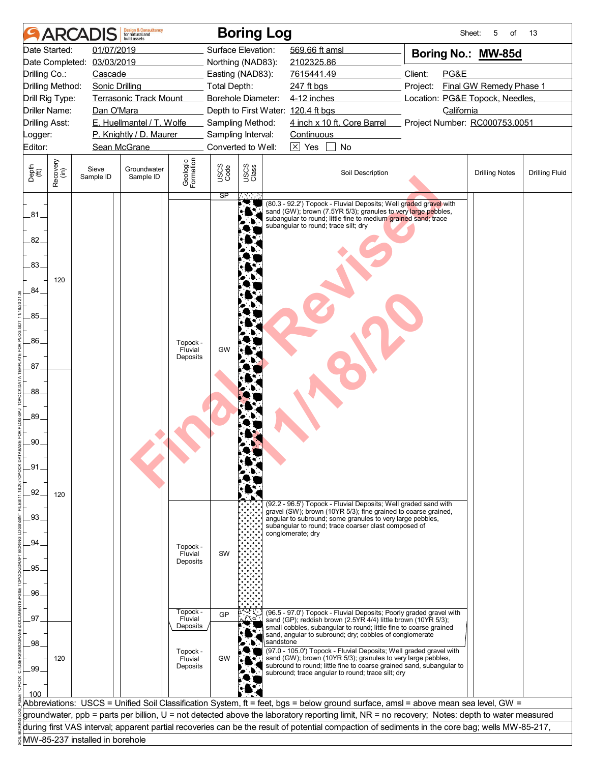# ARCADIS Boring Log

| | | | | | |
|---|---|---|---|---|---|
| Date Started: | 01/07/2019 | Surface Elevation: | 569.66 ft amsl | **Boring No.:** | **MW-85d** |
| Date Completed: | 03/03/2019 | Northing (NAD83): | 2102325.86 | | |
| Drilling Co.: | Cascade | Easting (NAD83): | 7615441.49 | Client: | PG&E |
| Drilling Method: | Sonic Drilling | Total Depth: | 247 ft bgs | Project: | Final GW Remedy Phase 1 |
| Drill Rig Type: | Terrasonic Track Mount | Borehole Diameter: | 4-12 inches | Location: | PG&E Topock, Needles, California |
| Driller Name: | Dan O'Mara | Depth to First Water: | 120.4 ft bgs | | |
| Drilling Asst: | E. Huellmantel / T. Wolfe | Sampling Method: | 4 inch x 10 ft. Core Barrel | Project Number: | RC000753.0051 |
| Logger: | P. Knightly / D. Maurer | Sampling Interval: | Continuous | | |
| Editor: | Sean McGrane | Converted to Well: | ☒ Yes ☐ No | | |

| Depth (ft) | Recovery (in) | Sieve Sample ID | Groundwater Sample ID | Geologic Formation | USCS Code | Soil Description | Drilling Notes | Drilling Fluid |
|---|---|---|---|---|---|---|---|---|
| 80.3 | | | | | SP | | | |
| 80.3 - 92.2 | 120 | | | Topock - Fluvial Deposits | GW | (80.3 - 92.2') Topock - Fluvial Deposits; Well graded gravel with sand (GW); brown (7.5YR 5/3); granules to very large pebbles, subangular to round; little fine to medium grained sand; trace subangular to round; trace silt; dry | | |
| 92.2 - 96.5 | 120 | | | Topock - Fluvial Deposits | SW | (92.2 - 96.5') Topock - Fluvial Deposits; Well graded sand with gravel (SW); brown (10YR 5/3); fine grained to coarse grained, angular to subround; some granules to very large pebbles, subangular to round; trace coarser clast composed of conglomerate; dry | | |
| 96.5 - 97.0 | | | | Topock - Fluvial Deposits | GP | (96.5 - 97.0') Topock - Fluvial Deposits; Poorly graded gravel with sand (GP); reddish brown (2.5YR 4/4) little brown (10YR 5/3); small cobbles, subangular to round; little fine to coarse grained sand, angular to subround; dry; cobbles of conglomerate sandstone | | |
| 97.0 - 105.0 | 120 | | | Topock - Fluvial Deposits | GW | (97.0 - 105.0') Topock - Fluvial Deposits; Well graded gravel with sand (GW); brown (10YR 5/3); granules to very large pebbles, subround to round; little fine to coarse grained sand, subangular to subround; trace angular to round; trace silt; dry | | |

Abbreviations: USCS = Unified Soil Classification System, ft = feet, bgs = below ground surface, amsl = above mean sea level, GW = groundwater, ppb = parts per billion, U = not detected above the laboratory reporting limit, NR = no recovery; Notes: depth to water measured during first VAS interval; apparent partial recoveries can be the result of potential compaction of sediments in the core bag; wells MW-85-217, MW-85-237 installed in borehole

Final Revised 11/18/20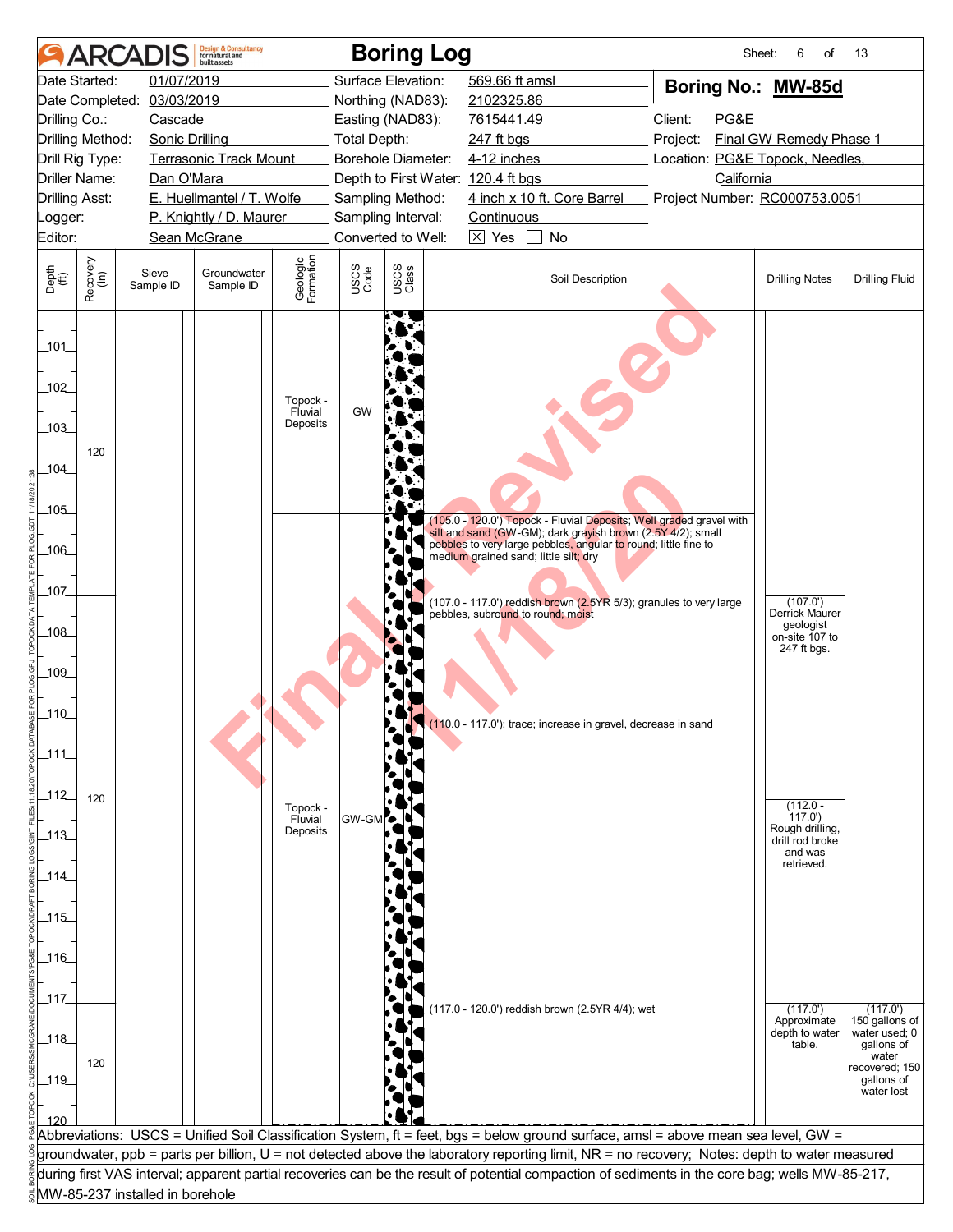# ARCADIS Boring Log

Sheet: 6 of 13

| | | | |
|---|---|---|---|
| Date Started: | 01/07/2019 | Surface Elevation: | 569.66 ft amsl |
| Date Completed: | 03/03/2019 | Northing (NAD83): | 2102325.86 |
| Drilling Co.: | Cascade | Easting (NAD83): | 7615441.49 |
| Drilling Method: | Sonic Drilling | Total Depth: | 247 ft bgs |
| Drill Rig Type: | Terrasonic Track Mount | Borehole Diameter: | 4-12 inches |
| Driller Name: | Dan O'Mara | Depth to First Water: | 120.4 ft bgs |
| Drilling Asst: | E. Huellmantel / T. Wolfe | Sampling Method: | 4 inch x 10 ft. Core Barrel |
| Logger: | P. Knightly / D. Maurer | Sampling Interval: | Continuous |
| Editor: | Sean McGrane | Converted to Well: | ☒ Yes ☐ No |

**Boring No.: MW-85d**

Client: PG&E
Project: Final GW Remedy Phase 1
Location: PG&E Topock, Needles, California
Project Number: RC000753.0051

| Depth (ft) | Recovery (in) | Sieve Sample ID | Groundwater Sample ID | Geologic Formation | USCS Code | USCS Class | Soil Description | Drilling Notes | Drilling Fluid |
|---|---|---|---|---|---|---|---|---|---|
| 101–105 | 120 | | | Topock - Fluvial Deposits | GW | | | | |
| 105 | | | | Topock - Fluvial Deposits | GW-GM | | (105.0 - 120.0') Topock - Fluvial Deposits; Well graded gravel with silt and sand (GW-GM); dark grayish brown (2.5Y 4/2); small pebbles to very large pebbles, angular to round; little fine to medium grained sand; little silt; dry | | |
| 107 | 120 | | | | | | (107.0 - 117.0') reddish brown (2.5YR 5/3); granules to very large pebbles, subround to round; moist | (107.0') Derrick Maurer geologist on-site 107 to 247 ft bgs. | |
| 110 | | | | | | | (110.0 - 117.0'); trace; increase in gravel, decrease in sand | | |
| 112 | | | | | | | | (112.0 - 117.0') Rough drilling, drill rod broke and was retrieved. | |
| 117 | 120 | | | | | | (117.0 - 120.0') reddish brown (2.5YR 4/4); wet | (117.0') Approximate depth to water table. | (117.0') 150 gallons of water used; 0 gallons of water recovered; 150 gallons of water lost |

Abbreviations: USCS = Unified Soil Classification System, ft = feet, bgs = below ground surface, amsl = above mean sea level, GW = groundwater, ppb = parts per billion, U = not detected above the laboratory reporting limit, NR = no recovery; Notes: depth to water measured during first VAS interval; apparent partial recoveries can be the result of potential compaction of sediments in the core bag; wells MW-85-217, MW-85-237 installed in borehole

Final Revised 11/18/20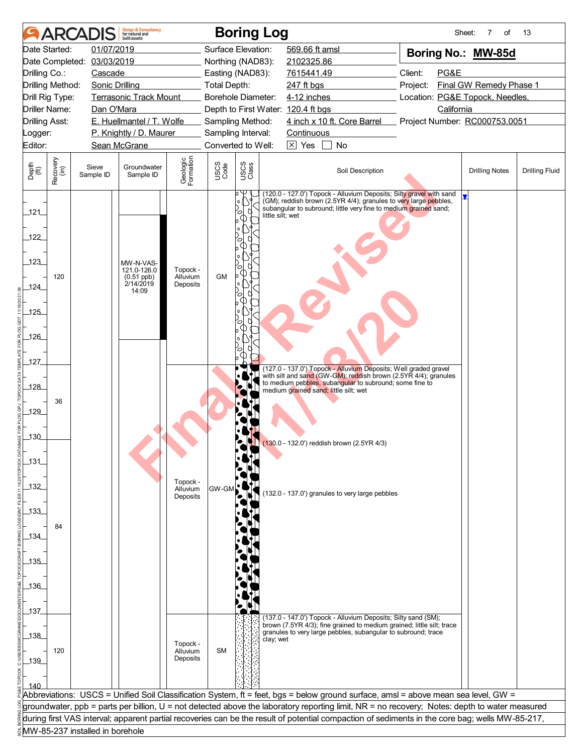# Boring Log

Sheet: 7 of 13

| | | | |
|---|---|---|---|
| Date Started: | 01/07/2019 | Surface Elevation: | 569.66 ft amsl |
| Date Completed: | 03/03/2019 | Northing (NAD83): | 2102325.86 |
| Drilling Co.: | Cascade | Easting (NAD83): | 7615441.49 |
| Drilling Method: | Sonic Drilling | Total Depth: | 247 ft bgs |
| Drill Rig Type: | Terrasonic Track Mount | Borehole Diameter: | 4-12 inches |
| Driller Name: | Dan O'Mara | Depth to First Water: | 120.4 ft bgs |
| Drilling Asst: | E. Huellmantel / T. Wolfe | Sampling Method: | 4 inch x 10 ft. Core Barrel |
| Logger: | P. Knightly / D. Maurer | Sampling Interval: | Continuous |
| Editor: | Sean McGrane | Converted to Well: | [X] Yes [ ] No |

**Boring No.: MW-85d**

Client: PG&E
Project: Final GW Remedy Phase 1
Location: PG&E Topock, Needles, California
Project Number: RC000753.0051

| Depth (ft) | Recovery (in) | Sieve Sample ID | Groundwater Sample ID | Geologic Formation | USCS Code | USCS Class | Soil Description | Drilling Notes | Drilling Fluid |
|---|---|---|---|---|---|---|---|---|---|
| 120–127 | 120 | | MW-N-VAS-121.0-126.0 (0.51 ppb) 2/14/2019 14:09 | Topock - Alluvium Deposits | GM | | (120.0 - 127.0') Topock - Alluvium Deposits; Silty gravel with sand (GM); reddish brown (2.5YR 4/4); granules to very large pebbles, subangular to subround; little very fine to medium grained sand; little silt; wet | ▼ | |
| 127–130 | 36 | | | Topock - Alluvium Deposits | GW-GM | | (127.0 - 137.0') Topock - Alluvium Deposits; Well graded gravel with silt and sand (GW-GM); reddish brown (2.5YR 4/4); granules to medium pebbles, subangular to subround; some fine to medium grained sand; little silt; wet | | |
| 130–137 | 84 | | | | | | (130.0 - 132.0') reddish brown (2.5YR 4/3)<br>(132.0 - 137.0') granules to very large pebbles | | |
| 137–140 | 120 | | | Topock - Alluvium Deposits | SM | | (137.0 - 147.0') Topock - Alluvium Deposits; Silty sand (SM); brown (7.5YR 4/3); fine grained to medium grained; little silt; trace granules to very large pebbles, subangular to subround; trace clay; wet | | |

Abbreviations: USCS = Unified Soil Classification System, ft = feet, bgs = below ground surface, amsl = above mean sea level, GW = groundwater, ppb = parts per billion, U = not detected above the laboratory reporting limit, NR = no recovery; Notes: depth to water measured during first VAS interval; apparent partial recoveries can be the result of potential compaction of sediments in the core bag; wells MW-85-217, MW-85-237 installed in borehole

Final Revised 11/18/20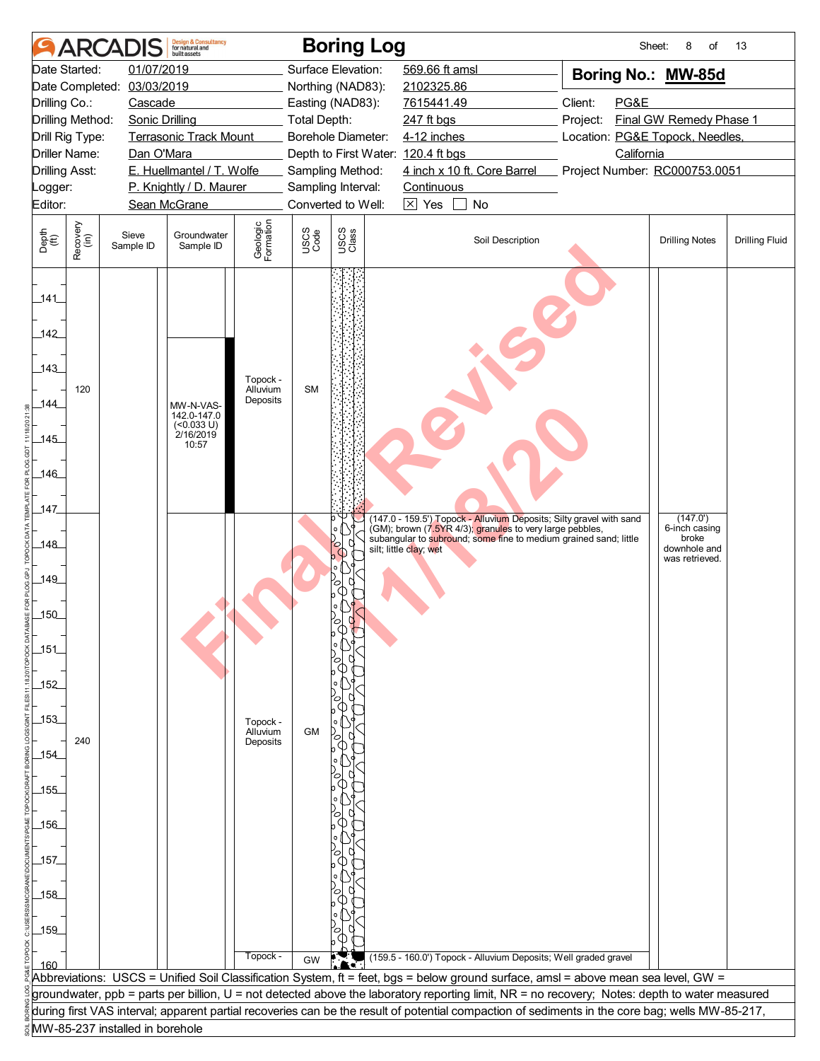# ARCADIS Boring Log

**Boring No.: MW-85d**

| | | | | | |
|---|---|---|---|---|---|
| Date Started: | 01/07/2019 | Surface Elevation: | 569.66 ft amsl | Client: | PG&E |
| Date Completed: | 03/03/2019 | Northing (NAD83): | 2102325.86 | Project: | Final GW Remedy Phase 1 |
| Drilling Co.: | Cascade | Easting (NAD83): | 7615441.49 | Location: | PG&E Topock, Needles, California |
| Drilling Method: | Sonic Drilling | Total Depth: | 247 ft bgs | Project Number: | RC000753.0051 |
| Drill Rig Type: | Terrasonic Track Mount | Borehole Diameter: | 4-12 inches | | |
| Driller Name: | Dan O'Mara | Depth to First Water: | 120.4 ft bgs | | |
| Drilling Asst: | E. Huellmantel / T. Wolfe | Sampling Method: | 4 inch x 10 ft. Core Barrel | | |
| Logger: | P. Knightly / D. Maurer | Sampling Interval: | Continuous | | |
| Editor: | Sean McGrane | Converted to Well: | [X] Yes [ ] No | | |

| Depth (ft) | Recovery (in) | Sieve Sample ID | Groundwater Sample ID | Geologic Formation | USCS Code | Soil Description | Drilling Notes | Drilling Fluid |
|---|---|---|---|---|---|---|---|---|
| 141–147 | 120 | | MW-N-VAS-142.0-147.0 (<0.033 U) 2/16/2019 10:57 | Topock - Alluvium Deposits | SM | | | |
| 147–159.5 | 240 | | | Topock - Alluvium Deposits | GM | (147.0 - 159.5') Topock - Alluvium Deposits; Silty gravel with sand (GM); brown (7.5YR 4/3); granules to very large pebbles, subangular to subround; some fine to medium grained sand; little silt; little clay; wet | (147.0') 6-inch casing broke downhole and was retrieved. | |
| 159.5–160 | | | | Topock - | GW | (159.5 - 160.0') Topock - Alluvium Deposits; Well graded gravel | | |

Final Revised 11/18/20

Abbreviations: USCS = Unified Soil Classification System, ft = feet, bgs = below ground surface, amsl = above mean sea level, GW = groundwater, ppb = parts per billion, U = not detected above the laboratory reporting limit, NR = no recovery; Notes: depth to water measured during first VAS interval; apparent partial recoveries can be the result of potential compaction of sediments in the core bag; wells MW-85-217, MW-85-237 installed in borehole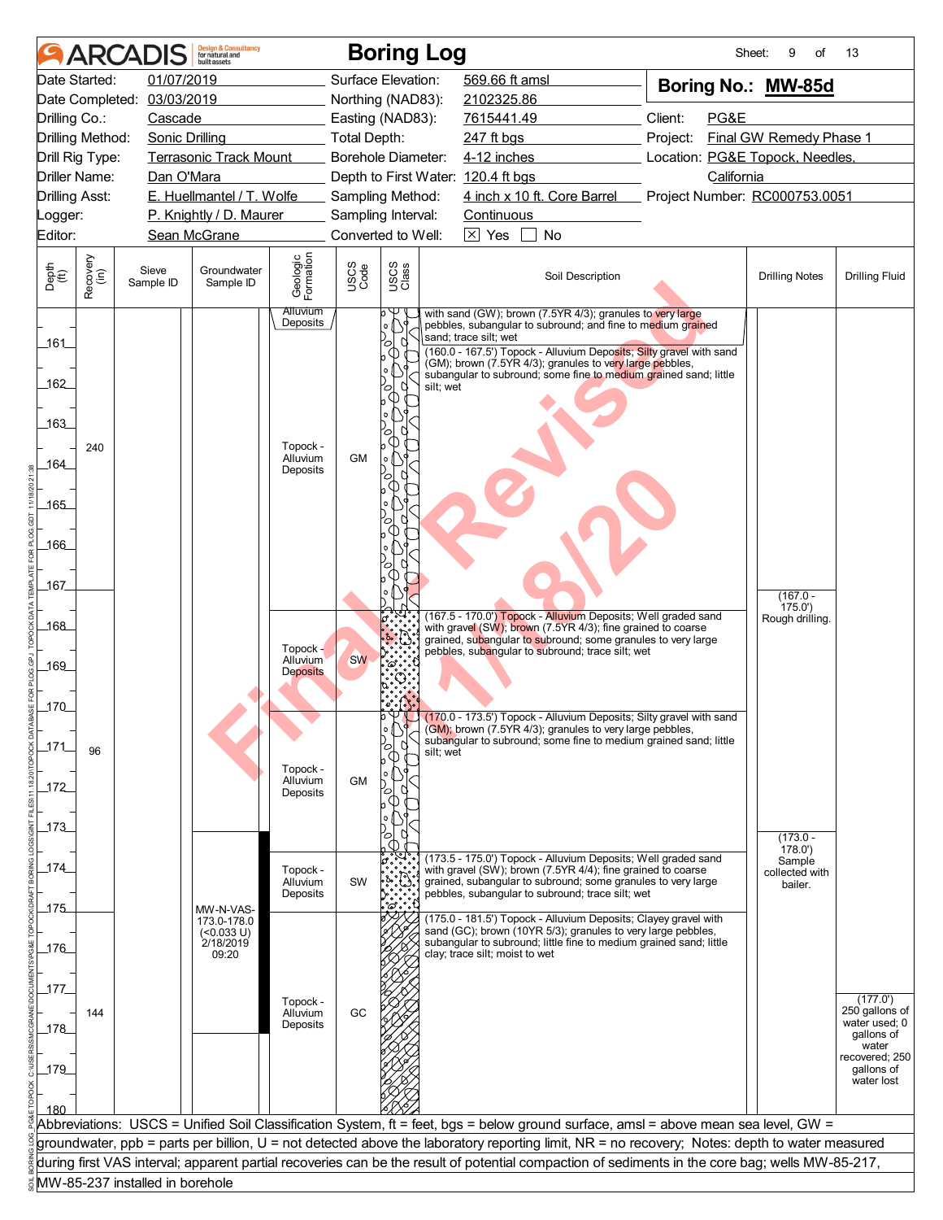# ARCADIS Boring Log

Sheet: 9 of 13

| | | | |
|---|---|---|---|
| Date Started: 01/07/2019 | Surface Elevation: 569.66 ft amsl | **Boring No.: MW-85d** | |
| Date Completed: 03/03/2019 | Northing (NAD83): 2102325.86 | | |
| Drilling Co.: Cascade | Easting (NAD83): 7615441.49 | Client: PG&E | |
| Drilling Method: Sonic Drilling | Total Depth: 247 ft bgs | Project: Final GW Remedy Phase 1 | |
| Drill Rig Type: Terrasonic Track Mount | Borehole Diameter: 4-12 inches | Location: PG&E Topock, Needles, California | |
| Driller Name: Dan O'Mara | Depth to First Water: 120.4 ft bgs | | |
| Drilling Asst: E. Huellmantel / T. Wolfe | Sampling Method: 4 inch x 10 ft. Core Barrel | Project Number: RC000753.0051 | |
| Logger: P. Knightly / D. Maurer | Sampling Interval: Continuous | | |
| Editor: Sean McGrane | Converted to Well: [X] Yes [ ] No | | |

| Depth (ft) | Recovery (in) | Sieve Sample ID | Groundwater Sample ID | Geologic Formation | USCS Code | Soil Description | Drilling Notes | Drilling Fluid |
|---|---|---|---|---|---|---|---|---|
| 160 | | | | Alluvium Deposits | | with sand (GW); brown (7.5YR 4/3); granules to very large pebbles, subangular to subround; and fine to medium grained sand; trace silt; wet | | |
| 160–167.5 | 240 | | | Topock - Alluvium Deposits | GM | (160.0 - 167.5') Topock - Alluvium Deposits; Silty gravel with sand (GM); brown (7.5YR 4/3); granules to very large pebbles, subangular to subround; some fine to medium grained sand; little silt; wet | | |
| 167.5–170 | 96 | | | Topock - Alluvium Deposits | SW | (167.5 - 170.0') Topock - Alluvium Deposits; Well graded sand with gravel (SW); brown (7.5YR 4/3); fine grained to coarse grained, subangular to subround; some granules to very large pebbles, subangular to subround; trace silt; wet | (167.0 - 175.0') Rough drilling. | |
| 170–173.5 | | | | Topock - Alluvium Deposits | GM | (170.0 - 173.5') Topock - Alluvium Deposits; Silty gravel with sand (GM); brown (7.5YR 4/3); granules to very large pebbles, subangular to subround; some fine to medium grained sand; little silt; wet | | |
| 173.5–175 | | | MW-N-VAS-173.0-178.0 (<0.033 U) 2/18/2019 09:20 | Topock - Alluvium Deposits | SW | (173.5 - 175.0') Topock - Alluvium Deposits; Well graded sand with gravel (SW); brown (7.5YR 4/4); fine grained to coarse grained, subangular to subround; some granules to very large pebbles, subangular to subround; trace silt; wet | (173.0 - 178.0') Sample collected with bailer. | |
| 175–181.5 | 144 | | | Topock - Alluvium Deposits | GC | (175.0 - 181.5') Topock - Alluvium Deposits; Clayey gravel with sand (GC); brown (10YR 5/3); granules to very large pebbles, subangular to subround; little fine to medium grained sand; little clay; trace silt; moist to wet | | (177.0') 250 gallons of water used; 0 gallons of water recovered; 250 gallons of water lost |

Abbreviations: USCS = Unified Soil Classification System, ft = feet, bgs = below ground surface, amsl = above mean sea level, GW = groundwater, ppb = parts per billion, U = not detected above the laboratory reporting limit, NR = no recovery; Notes: depth to water measured during first VAS interval; apparent partial recoveries can be the result of potential compaction of sediments in the core bag; wells MW-85-217, MW-85-237 installed in borehole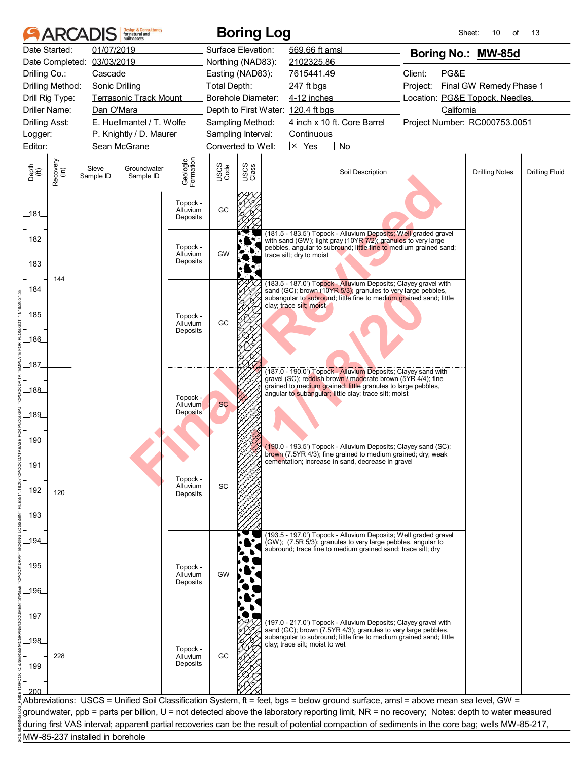# Boring Log

**Boring No.: MW-85d**

| | | | | | |
|---|---|---|---|---|---|
| Date Started: | 01/07/2019 | Surface Elevation: | 569.66 ft amsl | Client: | PG&E |
| Date Completed: | 03/03/2019 | Northing (NAD83): | 2102325.86 | Project: | Final GW Remedy Phase 1 |
| Drilling Co.: | Cascade | Easting (NAD83): | 7615441.49 | Location: | PG&E Topock, Needles, California |
| Drilling Method: | Sonic Drilling | Total Depth: | 247 ft bgs | Project Number: | RC000753.0051 |
| Drill Rig Type: | Terrasonic Track Mount | Borehole Diameter: | 4-12 inches | | |
| Driller Name: | Dan O'Mara | Depth to First Water: | 120.4 ft bgs | | |
| Drilling Asst: | E. Huellmantel / T. Wolfe | Sampling Method: | 4 inch x 10 ft. Core Barrel | | |
| Logger: | P. Knightly / D. Maurer | Sampling Interval: | Continuous | | |
| Editor: | Sean McGrane | Converted to Well: | ☒ Yes ☐ No | | |

| Depth (ft) | Recovery (in) | Sieve Sample ID | Groundwater Sample ID | Geologic Formation | USCS Code | Soil Description | Drilling Notes | Drilling Fluid |
|---|---|---|---|---|---|---|---|---|
| 180 - 181.5 | 144 | | | Topock - Alluvium Deposits | GC | | | |
| 181.5 - 183.5 | | | | Topock - Alluvium Deposits | GW | (181.5 - 183.5') Topock - Alluvium Deposits; Well graded gravel with sand (GW); light gray (10YR 7/2); granules to very large pebbles, angular to subround; little fine to medium grained sand; trace silt; dry to moist | | |
| 183.5 - 187.0 | | | | Topock - Alluvium Deposits | GC | (183.5 - 187.0') Topock - Alluvium Deposits; Clayey gravel with sand (GC); brown (10YR 5/3); granules to very large pebbles, subangular to subround; little fine to medium grained sand; little clay; trace silt; moist | | |
| 187.0 - 190.0 | 120 | | | Topock - Alluvium Deposits | SC | (187.0 - 190.0') Topock - Alluvium Deposits; Clayey sand with gravel (SC); reddish brown / moderate brown (5YR 4/4); fine grained to medium grained; little granules to large pebbles, angular to subangular; little clay; trace silt; moist | | |
| 190.0 - 193.5 | | | | Topock - Alluvium Deposits | SC | (190.0 - 193.5') Topock - Alluvium Deposits; Clayey sand (SC); brown (7.5YR 4/3); fine grained to medium grained; dry; weak cementation; increase in sand, decrease in gravel | | |
| 193.5 - 197.0 | | | | Topock - Alluvium Deposits | GW | (193.5 - 197.0') Topock - Alluvium Deposits; Well graded gravel (GW); (7.5R 5/3); granules to very large pebbles, angular to subround; trace fine to medium grained sand; trace silt; dry | | |
| 197.0 - 200 | 228 | | | Topock - Alluvium Deposits | GC | (197.0 - 217.0') Topock - Alluvium Deposits; Clayey gravel with sand (GC); brown (7.5YR 4/3); granules to very large pebbles, subangular to subround; little fine to medium grained sand; little clay; trace silt; moist to wet | | |

Abbreviations: USCS = Unified Soil Classification System, ft = feet, bgs = below ground surface, amsl = above mean sea level, GW = groundwater, ppb = parts per billion, U = not detected above the laboratory reporting limit, NR = no recovery; Notes: depth to water measured during first VAS interval; apparent partial recoveries can be the result of potential compaction of sediments in the core bag; wells MW-85-217, MW-85-237 installed in borehole

Final Revised 11/18/20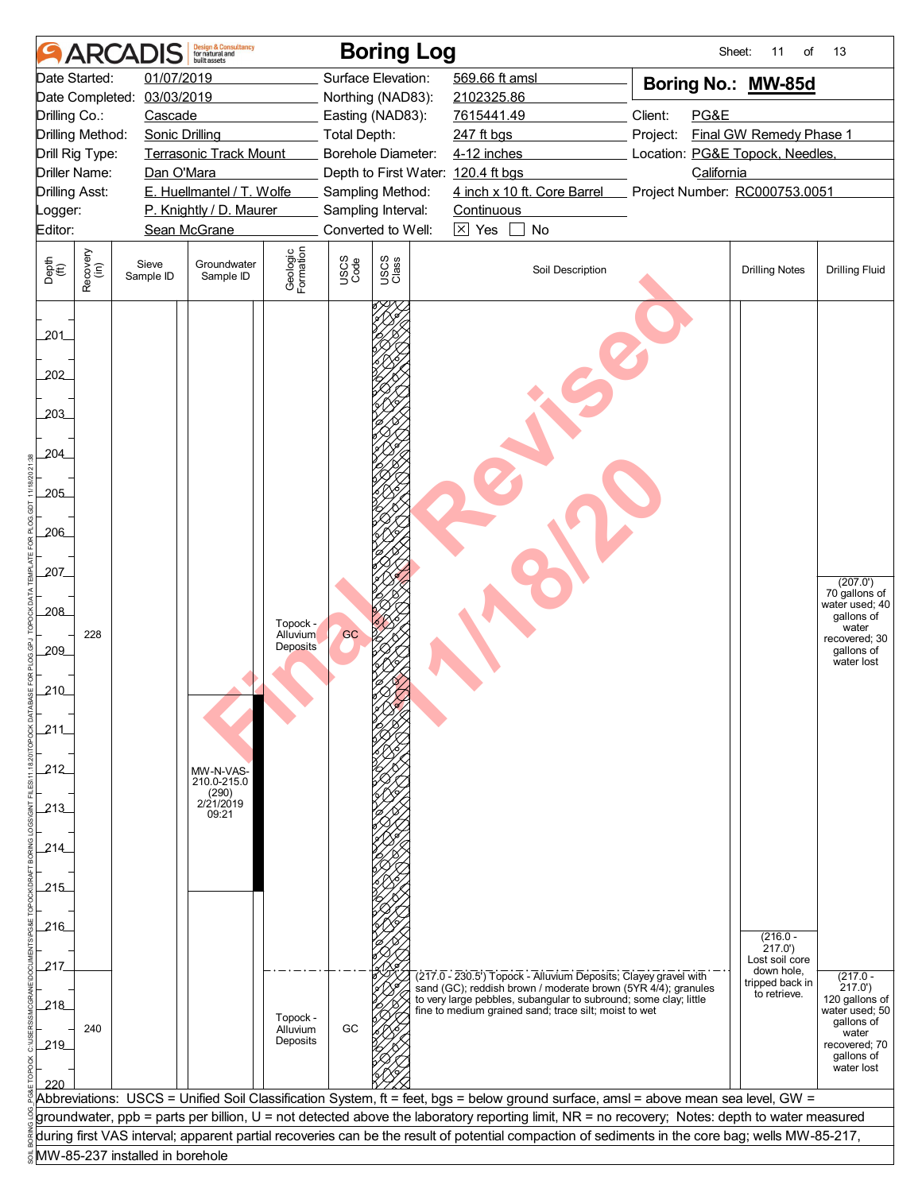# ARCADIS Boring Log

Sheet: 11 of 13

| | | | |
|---|---|---|---|
| Date Started: | 01/07/2019 | Surface Elevation: | 569.66 ft amsl |
| Date Completed: | 03/03/2019 | Northing (NAD83): | 2102325.86 |
| Drilling Co.: | Cascade | Easting (NAD83): | 7615441.49 |
| Drilling Method: | Sonic Drilling | Total Depth: | 247 ft bgs |
| Drill Rig Type: | Terrasonic Track Mount | Borehole Diameter: | 4-12 inches |
| Driller Name: | Dan O'Mara | Depth to First Water: | 120.4 ft bgs |
| Drilling Asst: | E. Huellmantel / T. Wolfe | Sampling Method: | 4 inch x 10 ft. Core Barrel |
| Logger: | P. Knightly / D. Maurer | Sampling Interval: | Continuous |
| Editor: | Sean McGrane | Converted to Well: | ☒ Yes ☐ No |

**Boring No.: MW-85d**

Client: PG&E
Project: Final GW Remedy Phase 1
Location: PG&E Topock, Needles, California
Project Number: RC000753.0051

| Depth (ft) | Recovery (in) | Sieve Sample ID | Groundwater Sample ID | Geologic Formation | USCS Code | USCS Class | Soil Description | Drilling Notes | Drilling Fluid |
|---|---|---|---|---|---|---|---|---|---|
| 201–217 | 228 | | MW-N-VAS-210.0-215.0 (290) 2/21/2019 09:21 | Topock - Alluvium Deposits | GC | | | (216.0 - 217.0') Lost soil core down hole, tripped back in to retrieve. | (207.0') 70 gallons of water used; 40 gallons of water recovered; 30 gallons of water lost |
| 217–220 | 240 | | | Topock - Alluvium Deposits | GC | | (217.0 - 230.5') Topock - Alluvium Deposits; Clayey gravel with sand (GC); reddish brown / moderate brown (5YR 4/4); granules to very large pebbles, subangular to subround; some clay; little fine to medium grained sand; trace silt; moist to wet | | (217.0 - 217.0') 120 gallons of water used; 50 gallons of water recovered; 70 gallons of water lost |

Abbreviations: USCS = Unified Soil Classification System, ft = feet, bgs = below ground surface, amsl = above mean sea level, GW = groundwater, ppb = parts per billion, U = not detected above the laboratory reporting limit, NR = no recovery; Notes: depth to water measured during first VAS interval; apparent partial recoveries can be the result of potential compaction of sediments in the core bag; wells MW-85-217, MW-85-237 installed in borehole

Final Revised 11/18/20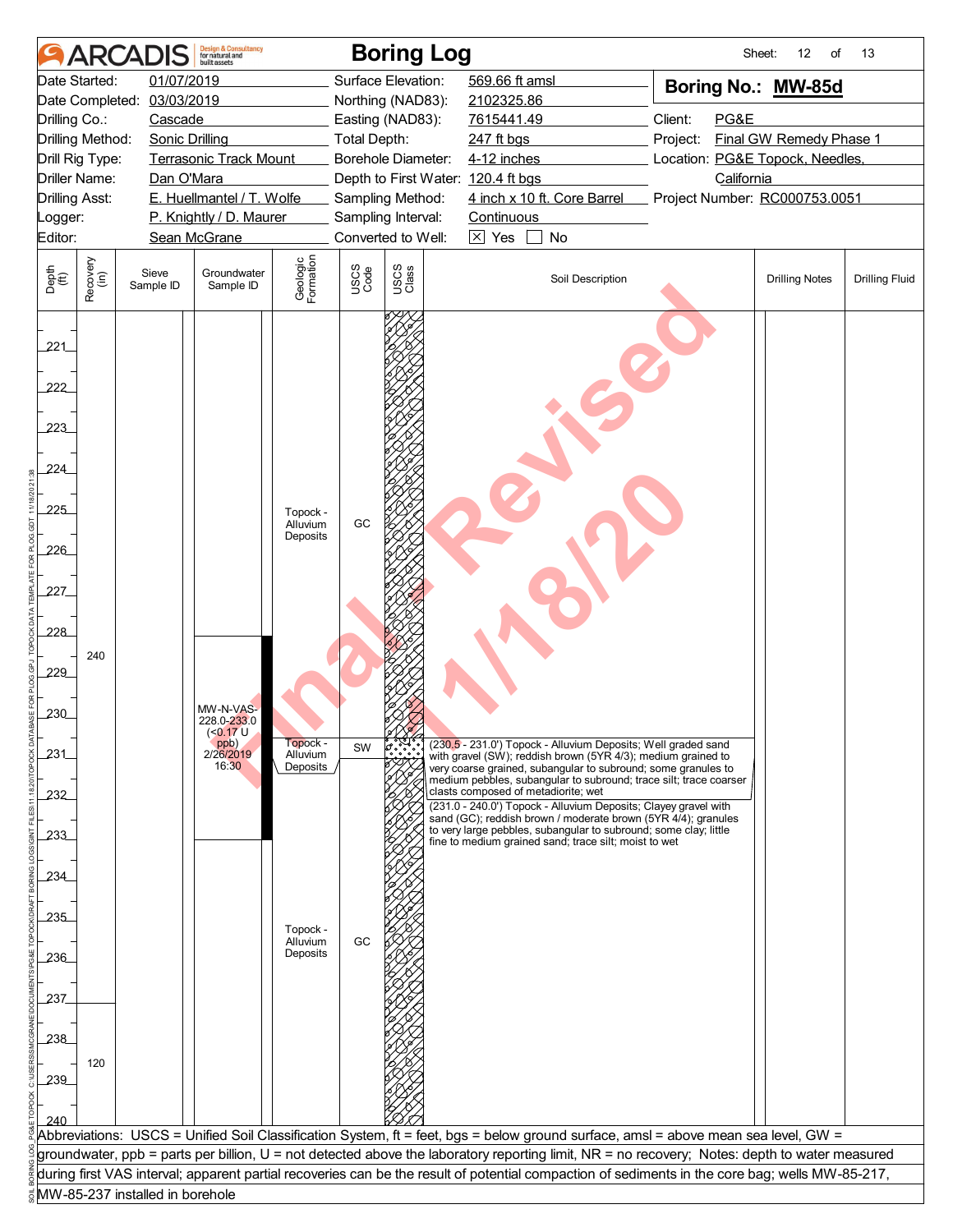# ARCADIS Boring Log

Sheet: 12 of 13

| | | | |
|---|---|---|---|
| Date Started: | 01/07/2019 | Surface Elevation: | 569.66 ft amsl |
| Date Completed: | 03/03/2019 | Northing (NAD83): | 2102325.86 |
| Drilling Co.: | Cascade | Easting (NAD83): | 7615441.49 |
| Drilling Method: | Sonic Drilling | Total Depth: | 247 ft bgs |
| Drill Rig Type: | Terrasonic Track Mount | Borehole Diameter: | 4-12 inches |
| Driller Name: | Dan O'Mara | Depth to First Water: | 120.4 ft bgs |
| Drilling Asst: | E. Huellmantel / T. Wolfe | Sampling Method: | 4 inch x 10 ft. Core Barrel |
| Logger: | P. Knightly / D. Maurer | Sampling Interval: | Continuous |
| Editor: | Sean McGrane | Converted to Well: | [X] Yes [ ] No |

**Boring No.: MW-85d**

Client: PG&E
Project: Final GW Remedy Phase 1
Location: PG&E Topock, Needles, California
Project Number: RC000753.0051

| Depth (ft) | Recovery (in) | Sieve Sample ID | Groundwater Sample ID | Geologic Formation | USCS Code | USCS Class | Soil Description | Drilling Notes | Drilling Fluid |
|---|---|---|---|---|---|---|---|---|---|
| 221–230.5 | 240 | | | Topock - Alluvium Deposits | GC | | | | |
| 228.0–233.0 | | | MW-N-VAS-228.0-233.0 (<0.17 U ppb) 2/26/2019 16:30 | | | | | | |
| 230.5–231.0 | | | | Topock - Alluvium Deposits | SW | | (230.5 - 231.0') Topock - Alluvium Deposits; Well graded sand with gravel (SW); reddish brown (5YR 4/3); medium grained to very coarse grained, subangular to subround; some granules to medium pebbles, subangular to subround; trace silt; trace coarser clasts composed of metadiorite; wet | | |
| 231.0–240.0 | 120 | | | Topock - Alluvium Deposits | GC | | (231.0 - 240.0') Topock - Alluvium Deposits; Clayey gravel with sand (GC); reddish brown / moderate brown (5YR 4/4); granules to very large pebbles, subangular to subround; some clay; little fine to medium grained sand; trace silt; moist to wet | | |

Abbreviations: USCS = Unified Soil Classification System, ft = feet, bgs = below ground surface, amsl = above mean sea level, GW = groundwater, ppb = parts per billion, U = not detected above the laboratory reporting limit, NR = no recovery; Notes: depth to water measured during first VAS interval; apparent partial recoveries can be the result of potential compaction of sediments in the core bag; wells MW-85-217, MW-85-237 installed in borehole

Final Revised 11/18/20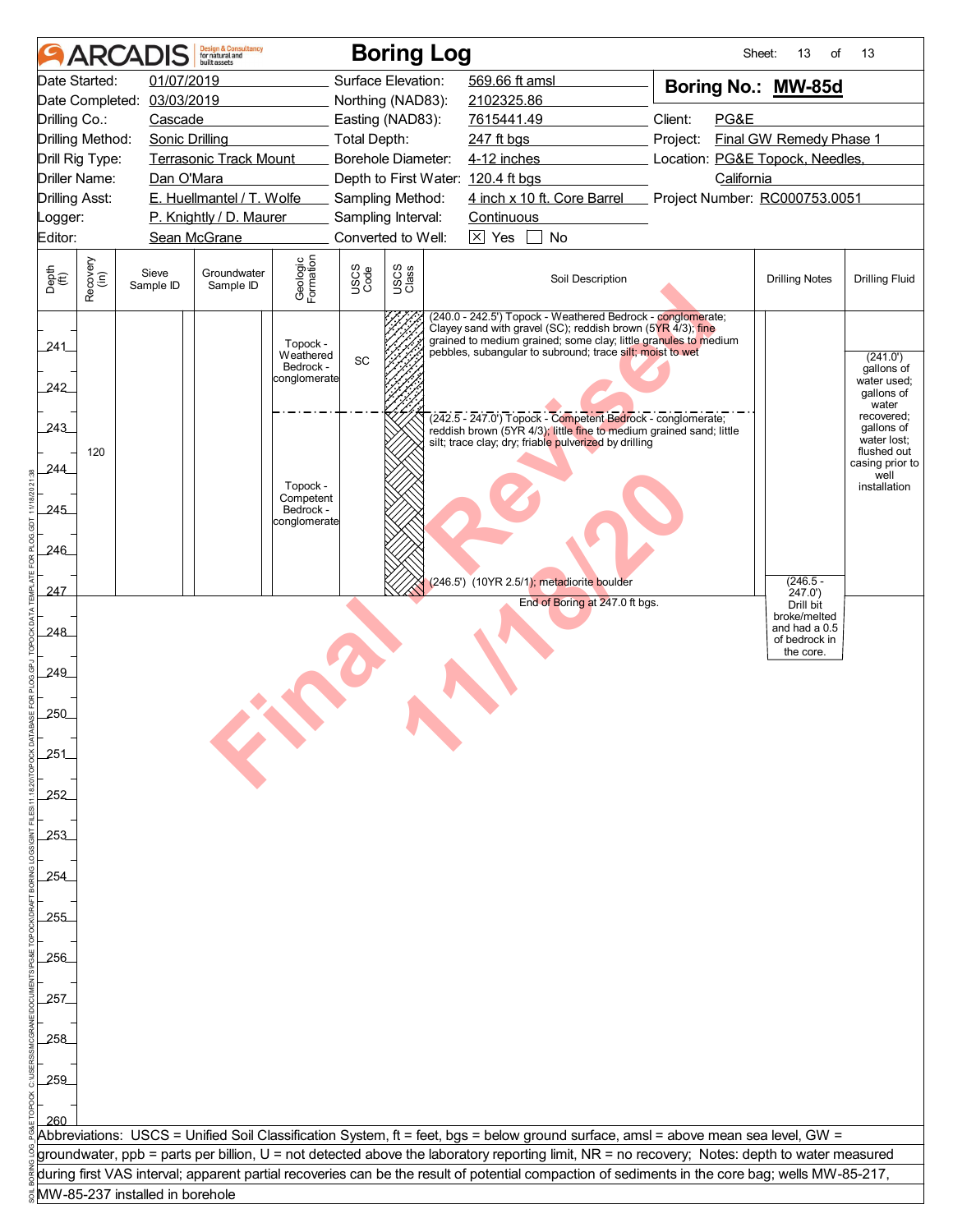# ARCADIS Boring Log

| | | | |
|---|---|---|---|
| Date Started: | 01/07/2019 | Surface Elevation: | 569.66 ft amsl |
| Date Completed: | 03/03/2019 | Northing (NAD83): | 2102325.86 |
| Drilling Co.: | Cascade | Easting (NAD83): | 7615441.49 |
| Drilling Method: | Sonic Drilling | Total Depth: | 247 ft bgs |
| Drill Rig Type: | Terrasonic Track Mount | Borehole Diameter: | 4-12 inches |
| Driller Name: | Dan O'Mara | Depth to First Water: | 120.4 ft bgs |
| Drilling Asst: | E. Huellmantel / T. Wolfe | Sampling Method: | 4 inch x 10 ft. Core Barrel |
| Logger: | P. Knightly / D. Maurer | Sampling Interval: | Continuous |
| Editor: | Sean McGrane | Converted to Well: | [X] Yes [ ] No |

**Boring No.: MW-85d**

Client: PG&E
Project: Final GW Remedy Phase 1
Location: PG&E Topock, Needles, California
Project Number: RC000753.0051

| Depth (ft) | Recovery (in) | Sieve Sample ID | Groundwater Sample ID | Geologic Formation | USCS Code | USCS Class | Soil Description | Drilling Notes | Drilling Fluid |
|---|---|---|---|---|---|---|---|---|---|
| 241–242.5 | | | | Topock - Weathered Bedrock - conglomerate | SC | | (240.0 - 242.5') Topock - Weathered Bedrock - conglomerate; Clayey sand with gravel (SC); reddish brown (5YR 4/3); fine grained to medium grained; some clay; little granules to medium pebbles, subangular to subround; trace silt; moist to wet | | (241.0') gallons of water used; gallons of water recovered; gallons of water lost; flushed out casing prior to well installation |
| 242.5–247 | 120 | | | Topock - Competent Bedrock - conglomerate | | | (242.5 - 247.0') Topock - Competent Bedrock - conglomerate; reddish brown (5YR 4/3); little fine to medium grained sand; little silt; trace clay; dry; friable pulverized by drilling | | |
| 246.5 | | | | | | | (246.5') (10YR 2.5/1); metadiorite boulder | (246.5 - 247.0') Drill bit broke/melted and had a 0.5 of bedrock in the core. | |
| 247 | | | | | | | End of Boring at 247.0 ft bgs. | | |

Abbreviations: USCS = Unified Soil Classification System, ft = feet, bgs = below ground surface, amsl = above mean sea level, GW = groundwater, ppb = parts per billion, U = not detected above the laboratory reporting limit, NR = no recovery; Notes: depth to water measured during first VAS interval; apparent partial recoveries can be the result of potential compaction of sediments in the core bag; wells MW-85-217, MW-85-237 installed in borehole

Final - Revised 11/18/20